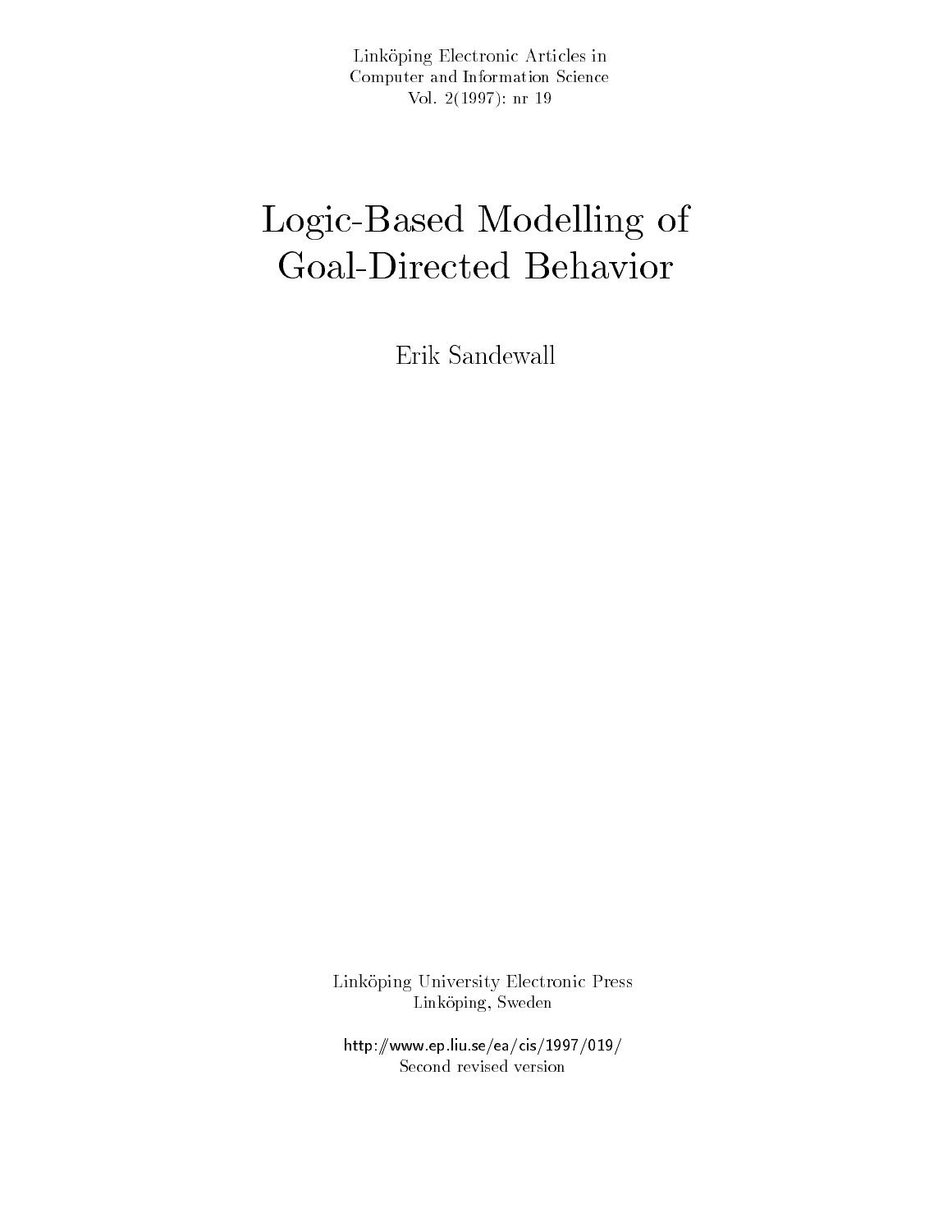Linköping Electronic Articles in
Computer and Information Science
Vol. 2(1997): nr 19

# Logic-Based Modelling of Goal-Directed Behavior

Erik Sandewall

Linköping University Electronic Press
Linköping, Sweden

http://www.ep.liu.se/ea/cis/1997/019/
Second revised version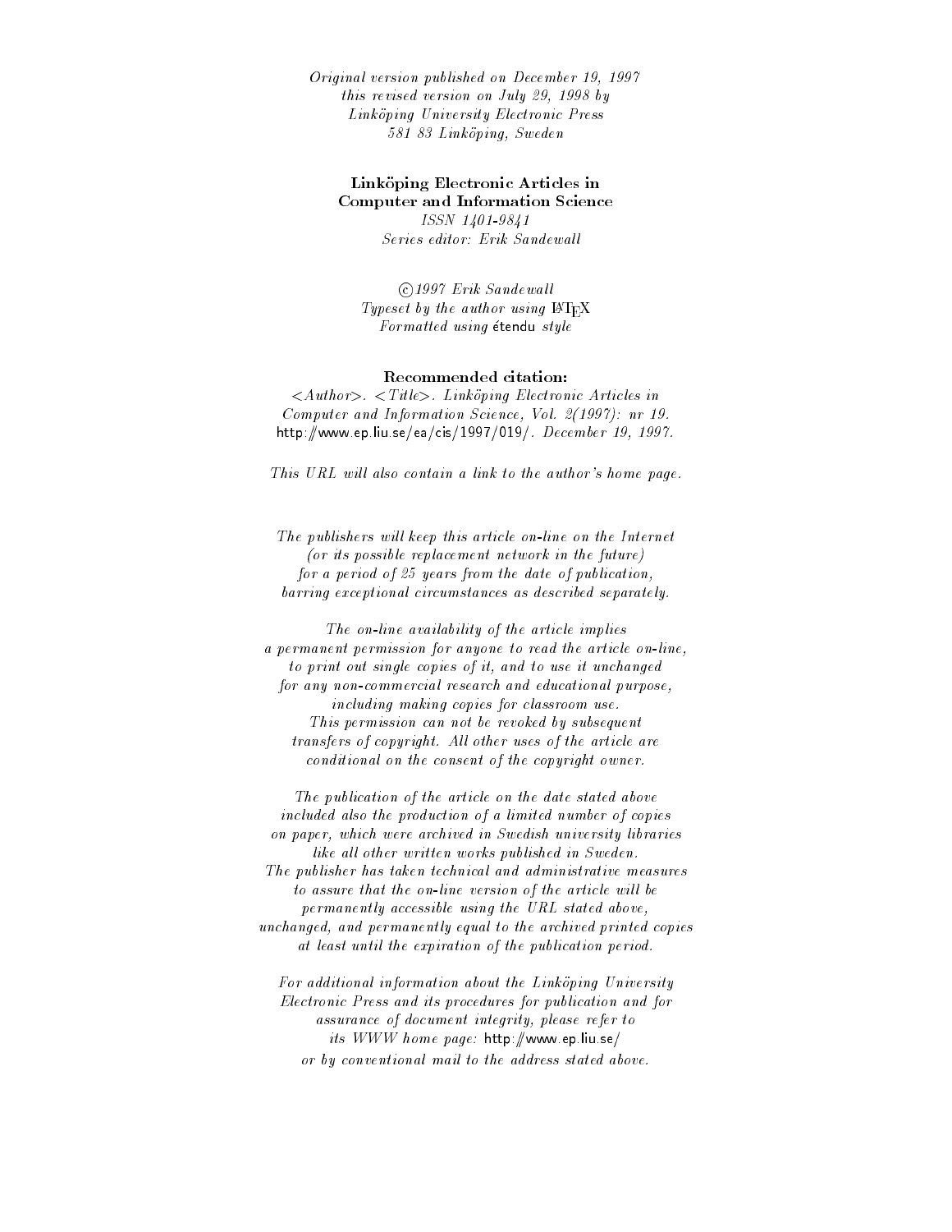*Original version published on December 19, 1997*
*this revised version on July 29, 1998 by*
*Linköping University Electronic Press*
*581 83 Linköping, Sweden*

**Linköping Electronic Articles in Computer and Information Science**
*ISSN 1401-9841*
*Series editor: Erik Sandewall*

*©1997 Erik Sandewall*
*Typeset by the author using LaTeX*
*Formatted using* étendu *style*

**Recommended citation:**
*<Author>. <Title>. Linköping Electronic Articles in Computer and Information Science, Vol. 2(1997): nr 19.* http://www.ep.liu.se/ea/cis/1997/019/. *December 19, 1997.*

*This URL will also contain a link to the author's home page.*

*The publishers will keep this article on-line on the Internet (or its possible replacement network in the future) for a period of 25 years from the date of publication, barring exceptional circumstances as described separately.*

*The on-line availability of the article implies a permanent permission for anyone to read the article on-line, to print out single copies of it, and to use it unchanged for any non-commercial research and educational purpose, including making copies for classroom use. This permission can not be revoked by subsequent transfers of copyright. All other uses of the article are conditional on the consent of the copyright owner.*

*The publication of the article on the date stated above included also the production of a limited number of copies on paper, which were archived in Swedish university libraries like all other written works published in Sweden. The publisher has taken technical and administrative measures to assure that the on-line version of the article will be permanently accessible using the URL stated above, unchanged, and permanently equal to the archived printed copies at least until the expiration of the publication period.*

*For additional information about the Linköping University Electronic Press and its procedures for publication and for assurance of document integrity, please refer to its WWW home page:* http://www.ep.liu.se/ *or by conventional mail to the address stated above.*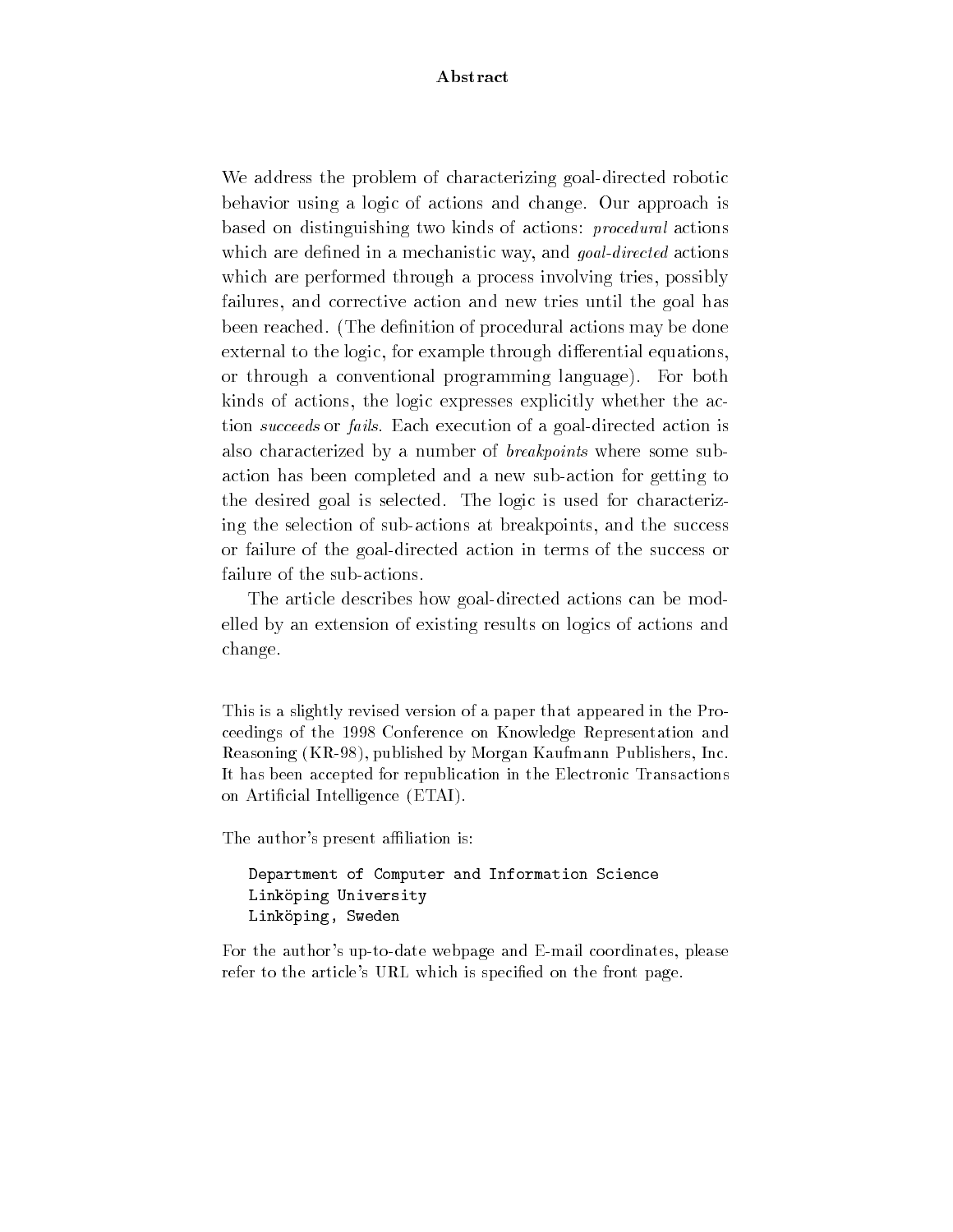## Abstract

We address the problem of characterizing goal-directed robotic behavior using a logic of actions and change. Our approach is based on distinguishing two kinds of actions: *procedural* actions which are defined in a mechanistic way, and *goal-directed* actions which are performed through a process involving tries, possibly failures, and corrective action and new tries until the goal has been reached. (The definition of procedural actions may be done external to the logic, for example through differential equations, or through a conventional programming language). For both kinds of actions, the logic expresses explicitly whether the action *succeeds* or *fails*. Each execution of a goal-directed action is also characterized by a number of *breakpoints* where some sub-action has been completed and a new sub-action for getting to the desired goal is selected. The logic is used for characterizing the selection of sub-actions at breakpoints, and the success or failure of the goal-directed action in terms of the success or failure of the sub-actions.

The article describes how goal-directed actions can be modelled by an extension of existing results on logics of actions and change.

This is a slightly revised version of a paper that appeared in the Proceedings of the 1998 Conference on Knowledge Representation and Reasoning (KR-98), published by Morgan Kaufmann Publishers, Inc. It has been accepted for republication in the Electronic Transactions on Artificial Intelligence (ETAI).

The author's present affiliation is:

```
Department of Computer and Information Science
Linköping University
Linköping, Sweden
```

For the author's up-to-date webpage and E-mail coordinates, please refer to the article's URL which is specified on the front page.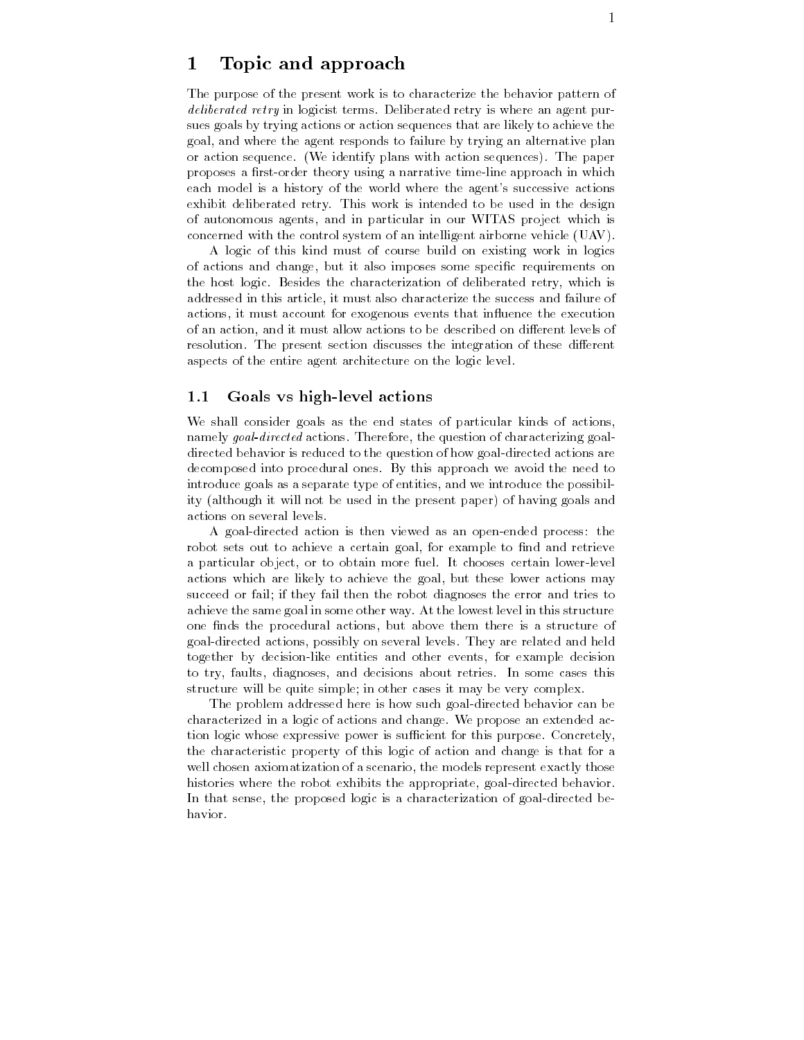# 1 Topic and approach

The purpose of the present work is to characterize the behavior pattern of *deliberated retry* in logicist terms. Deliberated retry is where an agent pursues goals by trying actions or action sequences that are likely to achieve the goal, and where the agent responds to failure by trying an alternative plan or action sequence. (We identify plans with action sequences). The paper proposes a first-order theory using a narrative time-line approach in which each model is a history of the world where the agent's successive actions exhibit deliberated retry. This work is intended to be used in the design of autonomous agents, and in particular in our WITAS project which is concerned with the control system of an intelligent airborne vehicle (UAV).

A logic of this kind must of course build on existing work in logics of actions and change, but it also imposes some specific requirements on the host logic. Besides the characterization of deliberated retry, which is addressed in this article, it must also characterize the success and failure of actions, it must account for exogenous events that influence the execution of an action, and it must allow actions to be described on different levels of resolution. The present section discusses the integration of these different aspects of the entire agent architecture on the logic level.

## 1.1 Goals vs high-level actions

We shall consider goals as the end states of particular kinds of actions, namely *goal-directed* actions. Therefore, the question of characterizing goal-directed behavior is reduced to the question of how goal-directed actions are decomposed into procedural ones. By this approach we avoid the need to introduce goals as a separate type of entities, and we introduce the possibility (although it will not be used in the present paper) of having goals and actions on several levels.

A goal-directed action is then viewed as an open-ended process: the robot sets out to achieve a certain goal, for example to find and retrieve a particular object, or to obtain more fuel. It chooses certain lower-level actions which are likely to achieve the goal, but these lower actions may succeed or fail; if they fail then the robot diagnoses the error and tries to achieve the same goal in some other way. At the lowest level in this structure one finds the procedural actions, but above them there is a structure of goal-directed actions, possibly on several levels. They are related and held together by decision-like entities and other events, for example decision to try, faults, diagnoses, and decisions about retries. In some cases this structure will be quite simple; in other cases it may be very complex.

The problem addressed here is how such goal-directed behavior can be characterized in a logic of actions and change. We propose an extended action logic whose expressive power is sufficient for this purpose. Concretely, the characteristic property of this logic of action and change is that for a well chosen axiomatization of a scenario, the models represent exactly those histories where the robot exhibits the appropriate, goal-directed behavior. In that sense, the proposed logic is a characterization of goal-directed behavior.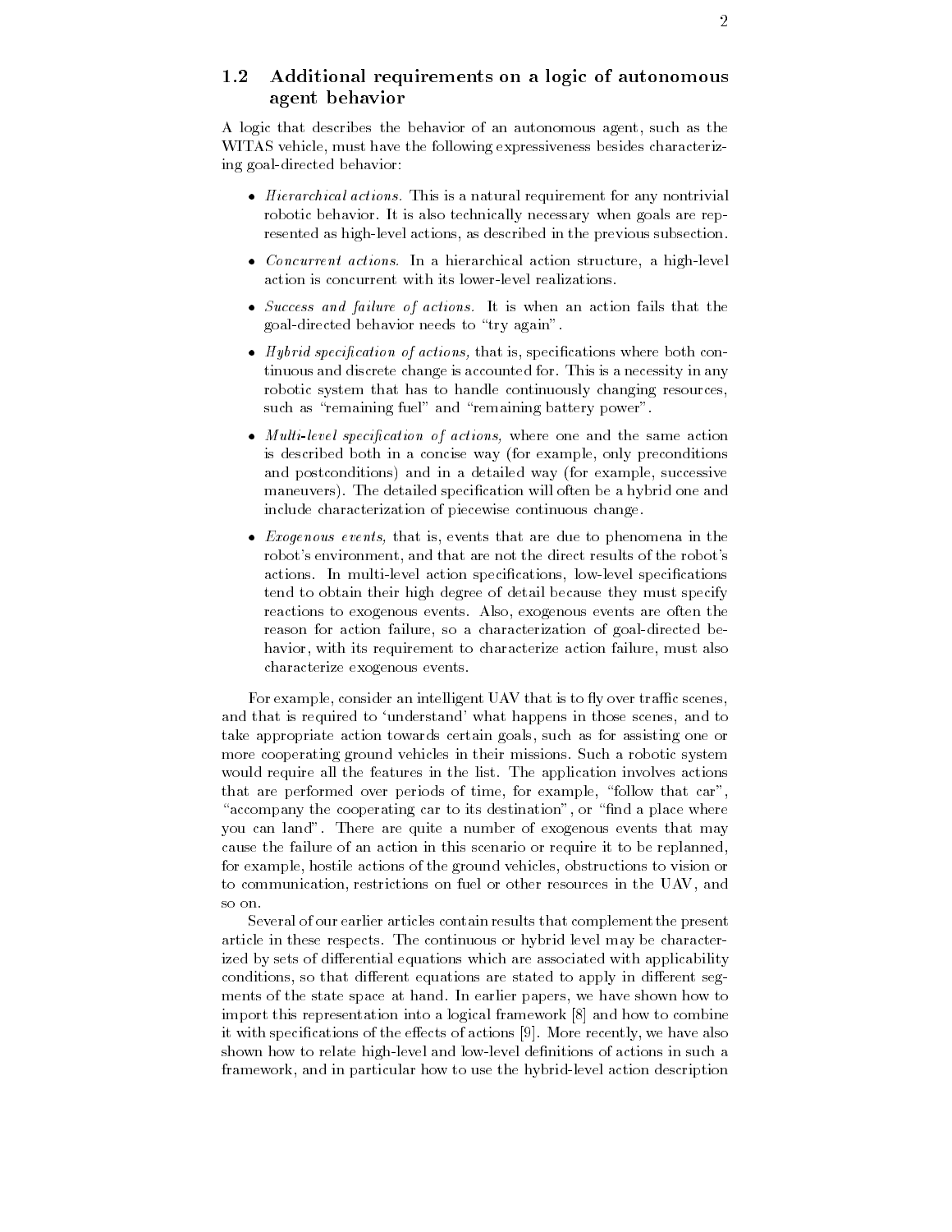### 1.2 Additional requirements on a logic of autonomous agent behavior

A logic that describes the behavior of an autonomous agent, such as the WITAS vehicle, must have the following expressiveness besides characterizing goal-directed behavior:

- *Hierarchical actions.* This is a natural requirement for any nontrivial robotic behavior. It is also technically necessary when goals are represented as high-level actions, as described in the previous subsection.
- *Concurrent actions.* In a hierarchical action structure, a high-level action is concurrent with its lower-level realizations.
- *Success and failure of actions.* It is when an action fails that the goal-directed behavior needs to "try again".
- *Hybrid specification of actions,* that is, specifications where both continuous and discrete change is accounted for. This is a necessity in any robotic system that has to handle continuously changing resources, such as "remaining fuel" and "remaining battery power".
- *Multi-level specification of actions,* where one and the same action is described both in a concise way (for example, only preconditions and postconditions) and in a detailed way (for example, successive maneuvers). The detailed specification will often be a hybrid one and include characterization of piecewise continuous change.
- *Exogenous events,* that is, events that are due to phenomena in the robot's environment, and that are not the direct results of the robot's actions. In multi-level action specifications, low-level specifications tend to obtain their high degree of detail because they must specify reactions to exogenous events. Also, exogenous events are often the reason for action failure, so a characterization of goal-directed behavior, with its requirement to characterize action failure, must also characterize exogenous events.

For example, consider an intelligent UAV that is to fly over traffic scenes, and that is required to 'understand' what happens in those scenes, and to take appropriate action towards certain goals, such as for assisting one or more cooperating ground vehicles in their missions. Such a robotic system would require all the features in the list. The application involves actions that are performed over periods of time, for example, "follow that car", "accompany the cooperating car to its destination", or "find a place where you can land". There are quite a number of exogenous events that may cause the failure of an action in this scenario or require it to be replanned, for example, hostile actions of the ground vehicles, obstructions to vision or to communication, restrictions on fuel or other resources in the UAV, and so on.

Several of our earlier articles contain results that complement the present article in these respects. The continuous or hybrid level may be characterized by sets of differential equations which are associated with applicability conditions, so that different equations are stated to apply in different segments of the state space at hand. In earlier papers, we have shown how to import this representation into a logical framework [8] and how to combine it with specifications of the effects of actions [9]. More recently, we have also shown how to relate high-level and low-level definitions of actions in such a framework, and in particular how to use the hybrid-level action description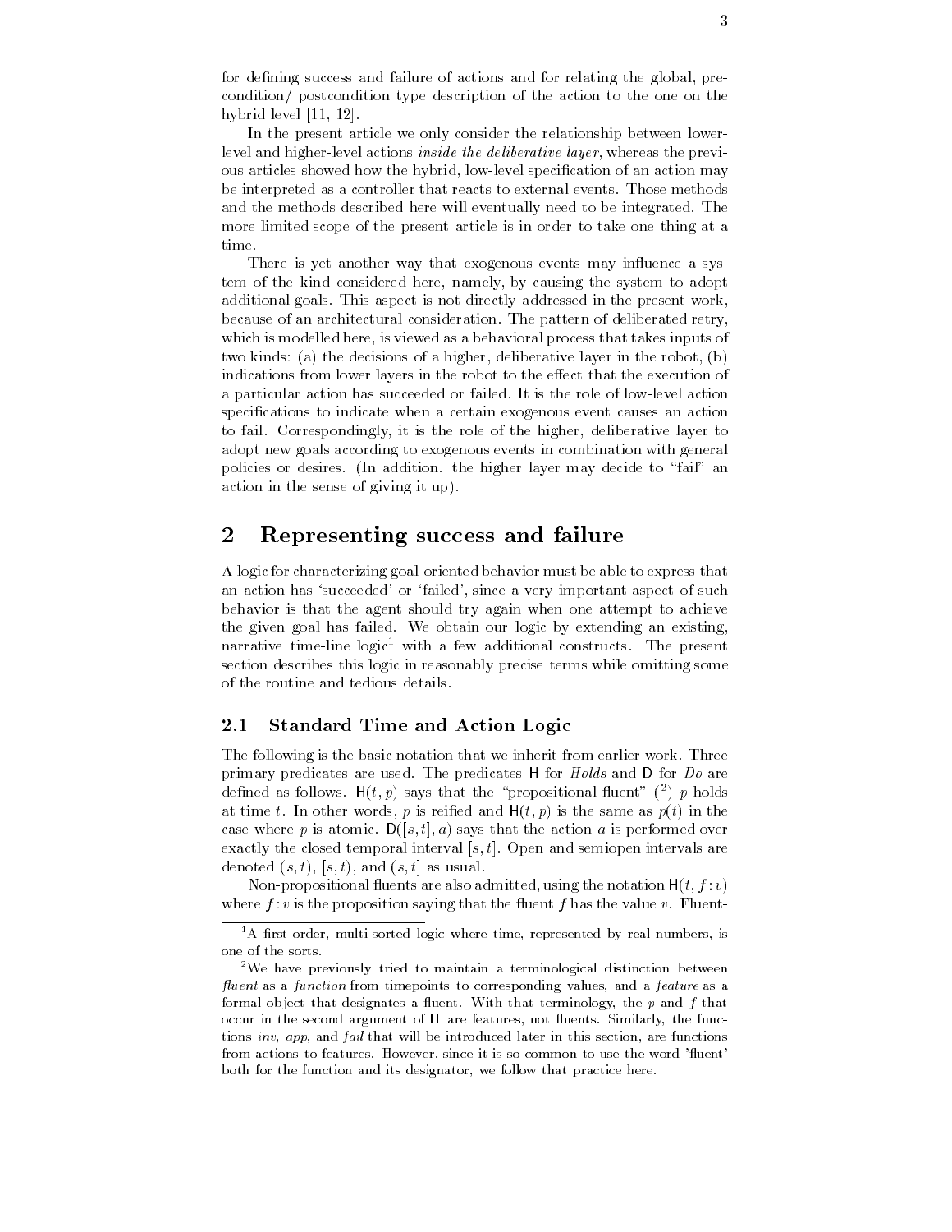for defining success and failure of actions and for relating the global, precondition/ postcondition type description of the action to the one on the hybrid level [11, 12].

In the present article we only consider the relationship between lower-level and higher-level actions *inside the deliberative layer*, whereas the previous articles showed how the hybrid, low-level specification of an action may be interpreted as a controller that reacts to external events. Those methods and the methods described here will eventually need to be integrated. The more limited scope of the present article is in order to take one thing at a time.

There is yet another way that exogenous events may influence a system of the kind considered here, namely, by causing the system to adopt additional goals. This aspect is not directly addressed in the present work, because of an architectural consideration. The pattern of deliberated retry, which is modelled here, is viewed as a behavioral process that takes inputs of two kinds: (a) the decisions of a higher, deliberative layer in the robot, (b) indications from lower layers in the robot to the effect that the execution of a particular action has succeeded or failed. It is the role of low-level action specifications to indicate when a certain exogenous event causes an action to fail. Correspondingly, it is the role of the higher, deliberative layer to adopt new goals according to exogenous events in combination with general policies or desires. (In addition. the higher layer may decide to "fail" an action in the sense of giving it up).

## 2 Representing success and failure

A logic for characterizing goal-oriented behavior must be able to express that an action has 'succeeded' or 'failed', since a very important aspect of such behavior is that the agent should try again when one attempt to achieve the given goal has failed. We obtain our logic by extending an existing, narrative time-line logic[1] with a few additional constructs. The present section describes this logic in reasonably precise terms while omitting some of the routine and tedious details.

### 2.1 Standard Time and Action Logic

The following is the basic notation that we inherit from earlier work. Three primary predicates are used. The predicates $\mathsf{H}$ for *Holds* and $\mathsf{D}$ for *Do* are defined as follows. $\mathsf{H}(t, p)$ says that the "propositional fluent" ([2]) $p$ holds at time $t$. In other words, $p$ is reified and $\mathsf{H}(t, p)$ is the same as $p(t)$ in the case where $p$ is atomic. $\mathsf{D}([s, t], a)$ says that the action $a$ is performed over exactly the closed temporal interval $[s, t]$. Open and semiopen intervals are denoted $(s, t)$, $[s, t)$, and $(s, t]$ as usual.

Non-propositional fluents are also admitted, using the notation $\mathsf{H}(t, f\!:\!v)$ where $f\!:\!v$ is the proposition saying that the fluent $f$ has the value $v$. Fluent-

[1] A first-order, multi-sorted logic where time, represented by real numbers, is one of the sorts.

[2] We have previously tried to maintain a terminological distinction between *fluent* as a *function* from timepoints to corresponding values, and a *feature* as a formal object that designates a fluent. With that terminology, the $p$ and $f$ that occur in the second argument of $\mathsf{H}$ are features, not fluents. Similarly, the functions *inv*, *app*, and *fail* that will be introduced later in this section, are functions from actions to features. However, since it is so common to use the word 'fluent' both for the function and its designator, we follow that practice here.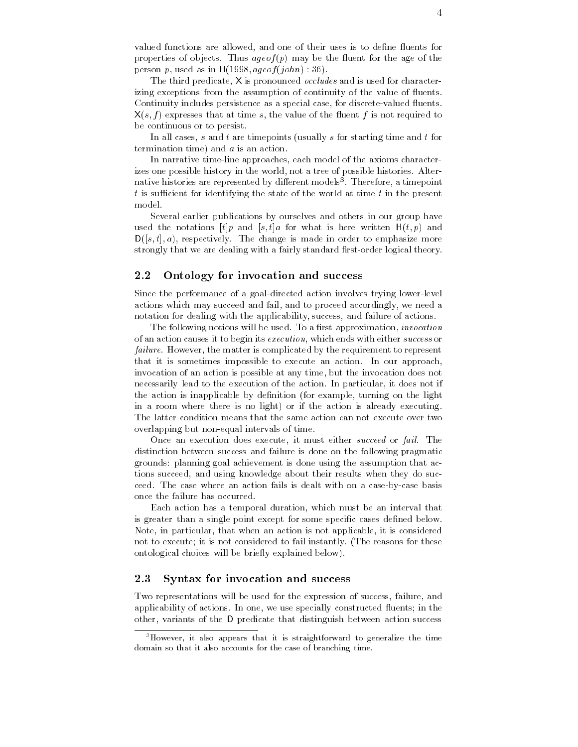valued functions are allowed, and one of their uses is to define fluents for properties of objects. Thus $ageof(p)$ may be the fluent for the age of the person $p$, used as in $\mathsf{H}(1998, ageof(john) : 36)$.

The third predicate, $\mathsf{X}$ is pronounced *occludes* and is used for characterizing exceptions from the assumption of continuity of the value of fluents. Continuity includes persistence as a special case, for discrete-valued fluents. $\mathsf{X}(s, f)$ expresses that at time $s$, the value of the fluent $f$ is not required to be continuous or to persist.

In all cases, $s$ and $t$ are timepoints (usually $s$ for starting time and $t$ for termination time) and $a$ is an action.

In narrative time-line approaches, each model of the axioms characterizes one possible history in the world, not a tree of possible histories. Alternative histories are represented by different models[3]. Therefore, a timepoint $t$ is sufficient for identifying the state of the world at time $t$ in the present model.

Several earlier publications by ourselves and others in our group have used the notations $[t]p$ and $[s, t]a$ for what is here written $\mathsf{H}(t, p)$ and $\mathsf{D}([s, t], a)$, respectively. The change is made in order to emphasize more strongly that we are dealing with a fairly standard first-order logical theory.

## 2.2 Ontology for invocation and success

Since the performance of a goal-directed action involves trying lower-level actions which may succeed and fail, and to proceed accordingly, we need a notation for dealing with the applicability, success, and failure of actions.

The following notions will be used. To a first approximation, *invocation* of an action causes it to begin its *execution*, which ends with either *success* or *failure*. However, the matter is complicated by the requirement to represent that it is sometimes impossible to execute an action. In our approach, invocation of an action is possible at any time, but the invocation does not necessarily lead to the execution of the action. In particular, it does not if the action is inapplicable by definition (for example, turning on the light in a room where there is no light) or if the action is already executing. The latter condition means that the same action can not execute over two overlapping but non-equal intervals of time.

Once an execution does execute, it must either *succeed* or *fail*. The distinction between success and failure is done on the following pragmatic grounds: planning goal achievement is done using the assumption that actions succeed, and using knowledge about their results when they do succeed. The case where an action fails is dealt with on a case-by-case basis once the failure has occurred.

Each action has a temporal duration, which must be an interval that is greater than a single point except for some specific cases defined below. Note, in particular, that when an action is not applicable, it is considered not to execute; it is not considered to fail instantly. (The reasons for these ontological choices will be briefly explained below).

## 2.3 Syntax for invocation and success

Two representations will be used for the expression of success, failure, and applicability of actions. In one, we use specially constructed fluents; in the other, variants of the $\mathsf{D}$ predicate that distinguish between action success

---

[3] However, it also appears that it is straightforward to generalize the time domain so that it also accounts for the case of branching time.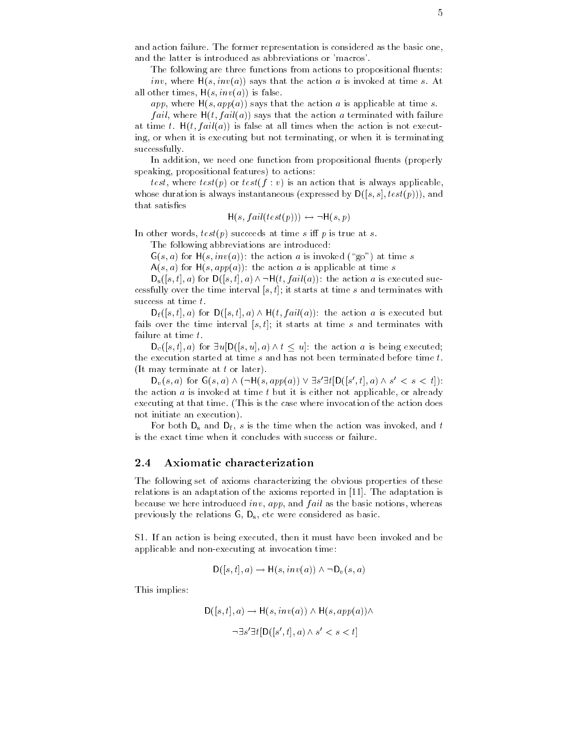and action failure. The former representation is considered as the basic one, and the latter is introduced as abbreviations or 'macros'.

The following are three functions from actions to propositional fluents:

*inv*, where $\mathsf{H}(s, inv(a))$ says that the action $a$ is invoked at time $s$. At all other times, $\mathsf{H}(s, inv(a))$ is false.

*app*, where $\mathsf{H}(s, app(a))$ says that the action $a$ is applicable at time $s$.

*fail*, where $\mathsf{H}(t, fail(a))$ says that the action $a$ terminated with failure at time $t$. $\mathsf{H}(t, fail(a))$ is false at all times when the action is not executing, or when it is executing but not terminating, or when it is terminating successfully.

In addition, we need one function from propositional fluents (properly speaking, propositional features) to actions:

*test*, where $test(p)$ or $test(f : v)$ is an action that is always applicable, whose duration is always instantaneous (expressed by $\mathsf{D}([s, s], test(p))$), and that satisfies

$$\mathsf{H}(s, fail(test(p))) \leftrightarrow \neg\mathsf{H}(s, p)$$

In other words, $test(p)$ succeeds at time $s$ iff $p$ is true at $s$.

The following abbreviations are introduced:

$\mathsf{G}(s, a)$ for $\mathsf{H}(s, inv(a))$: the action $a$ is invoked ("go") at time $s$

$\mathsf{A}(s, a)$ for $\mathsf{H}(s, app(a))$: the action $a$ is applicable at time $s$

$\mathsf{D_s}([s, t], a)$ for $\mathsf{D}([s, t], a) \wedge \neg\mathsf{H}(t, fail(a))$: the action $a$ is executed successfully over the time interval $[s, t]$; it starts at time $s$ and terminates with success at time $t$.

$\mathsf{D_f}([s, t], a)$ for $\mathsf{D}([s, t], a) \wedge \mathsf{H}(t, fail(a))$: the action $a$ is executed but fails over the time interval $[s, t]$; it starts at time $s$ and terminates with failure at time $t$.

$\mathsf{D_c}([s, t], a)$ for $\exists u[\mathsf{D}([s, u], a) \wedge t \leq u]$: the action $a$ is being executed; the execution started at time $s$ and has not been terminated before time $t$. (It may terminate at $t$ or later).

$\mathsf{D}_v(s, a)$ for $\mathsf{G}(s, a) \wedge (\neg\mathsf{H}(s, app(a)) \vee \exists s'\exists t[\mathsf{D}([s', t], a) \wedge s' < s < t])$: the action $a$ is invoked at time $t$ but it is either not applicable, or already executing at that time. (This is the case where invocation of the action does not initiate an execution).

For both $\mathsf{D_s}$ and $\mathsf{D_f}$, $s$ is the time when the action was invoked, and $t$ is the exact time when it concludes with success or failure.

## 2.4 Axiomatic characterization

The following set of axioms characterizing the obvious properties of these relations is an adaptation of the axioms reported in [11]. The adaptation is because we here introduced *inv*, *app*, and *fail* as the basic notions, whereas previously the relations $\mathsf{G}$, $\mathsf{D_s}$, etc were considered as basic.

S1. If an action is being executed, then it must have been invoked and be applicable and non-executing at invocation time:

$$\mathsf{D}([s, t], a) \rightarrow \mathsf{H}(s, inv(a)) \wedge \neg\mathsf{D}_v(s, a)$$

This implies:

$$\mathsf{D}([s, t], a) \rightarrow \mathsf{H}(s, inv(a)) \wedge \mathsf{H}(s, app(a)) \wedge$$
$$\neg\exists s'\exists t[\mathsf{D}([s', t], a) \wedge s' < s < t]$$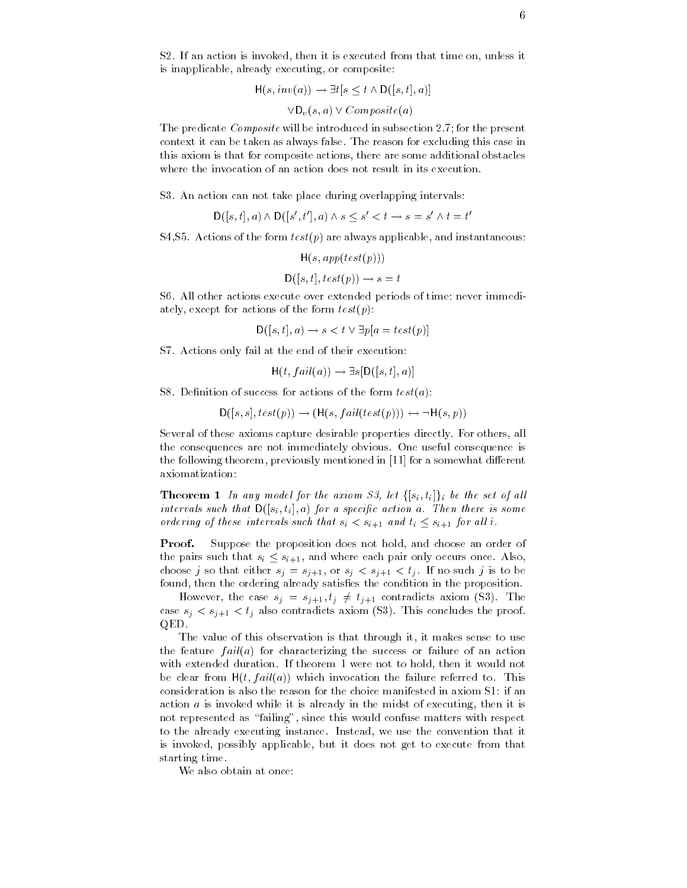S2. If an action is invoked, then it is executed from that time on, unless it is inapplicable, already executing, or composite:

$$\mathsf{H}(s, inv(a)) \rightarrow \exists t[s \leq t \wedge \mathsf{D}([s,t],a)]$$

$$\vee \mathsf{D}_v(s,a) \vee Composite(a)$$

The predicate *Composite* will be introduced in subsection 2.7; for the present context it can be taken as always false. The reason for excluding this case in this axiom is that for composite actions, there are some additional obstacles where the invocation of an action does not result in its execution.

S3. An action can not take place during overlapping intervals:

$$\mathsf{D}([s,t],a) \wedge \mathsf{D}([s',t'],a) \wedge s \leq s' < t \rightarrow s = s' \wedge t = t'$$

S4,S5. Actions of the form $test(p)$ are always applicable, and instantaneous:

$$\mathsf{H}(s, app(test(p)))$$

$$\mathsf{D}([s,t], test(p)) \rightarrow s = t$$

S6. All other actions execute over extended periods of time: never immediately, except for actions of the form $test(p)$:

$$\mathsf{D}([s,t],a) \rightarrow s < t \vee \exists p[a = test(p)]$$

S7. Actions only fail at the end of their execution:

$$\mathsf{H}(t, fail(a)) \rightarrow \exists s[\mathsf{D}([s,t],a)]$$

S8. Definition of success for actions of the form $test(a)$:

$$\mathsf{D}([s,s], test(p)) \rightarrow (\mathsf{H}(s, fail(test(p))) \leftrightarrow \neg \mathsf{H}(s,p))$$

Several of these axioms capture desirable properties directly. For others, all the consequences are not immediately obvious. One useful consequence is the following theorem, previously mentioned in [11] for a somewhat different axiomatization:

**Theorem 1** *In any model for the axiom S3, let $\{[s_i,t_i]\}_i$ be the set of all intervals such that $\mathsf{D}([s_i,t_i],a)$ for a specific action a. Then there is some ordering of these intervals such that $s_i < s_{i+1}$ and $t_i \leq s_{i+1}$ for all i.*

**Proof.** Suppose the proposition does not hold, and choose an order of the pairs such that $s_i \leq s_{i+1}$, and where each pair only occurs once. Also, choose $j$ so that either $s_j = s_{j+1}$, or $s_j < s_{j+1} < t_j$. If no such $j$ is to be found, then the ordering already satisfies the condition in the proposition.

However, the case $s_j = s_{j+1}, t_j \neq t_{j+1}$ contradicts axiom (S3). The case $s_j < s_{j+1} < t_j$ also contradicts axiom (S3). This concludes the proof. QED.

The value of this observation is that through it, it makes sense to use the feature $fail(a)$ for characterizing the success or failure of an action with extended duration. If theorem 1 were not to hold, then it would not be clear from $\mathsf{H}(t, fail(a))$ which invocation the failure referred to. This consideration is also the reason for the choice manifested in axiom S1: if an action $a$ is invoked while it is already in the midst of executing, then it is not represented as "failing", since this would confuse matters with respect to the already executing instance. Instead, we use the convention that it is invoked, possibly applicable, but it does not get to execute from that starting time.

We also obtain at once: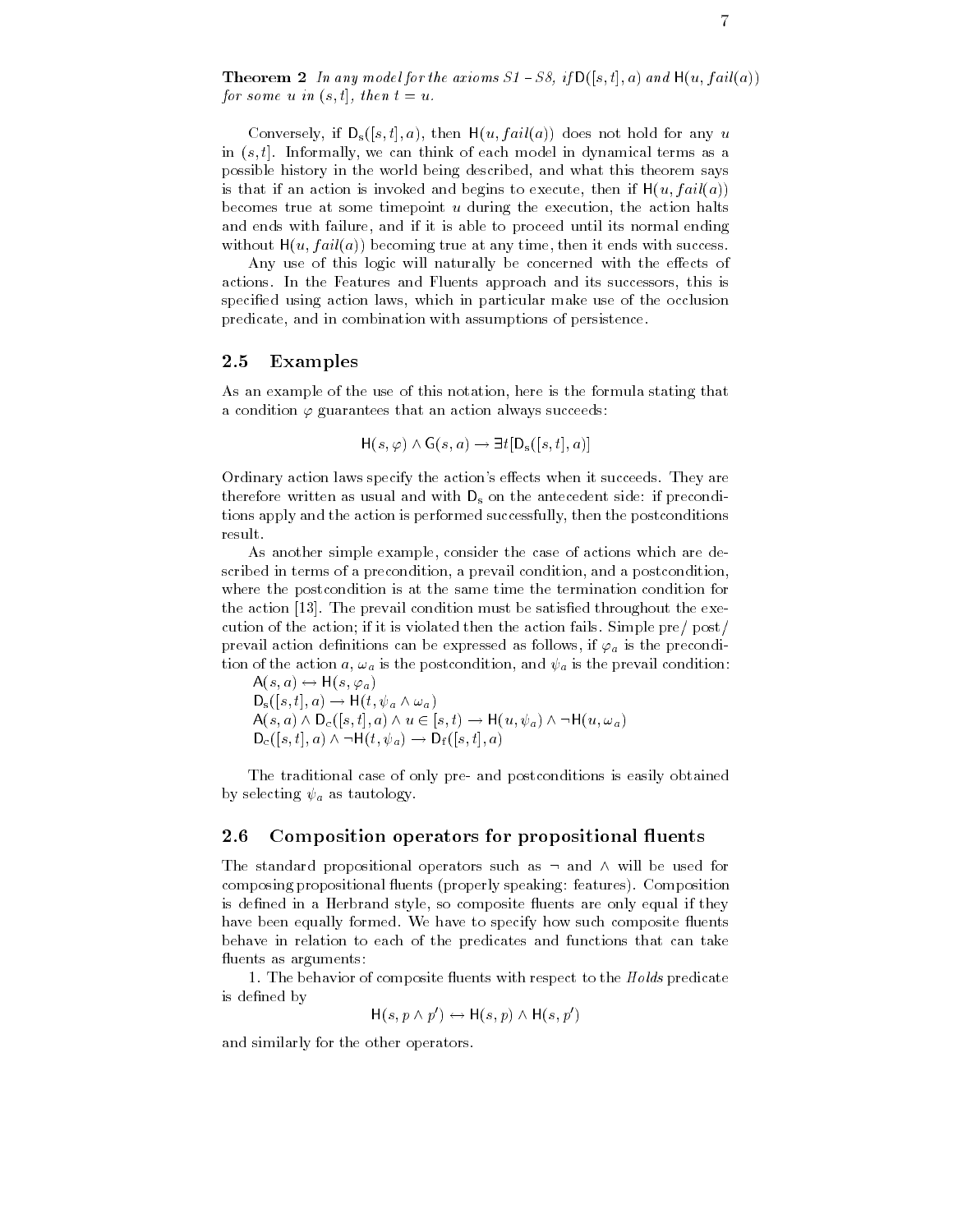**Theorem 2** *In any model for the axioms S1 – S8, if* $\mathsf{D}([s,t],a)$ *and* $\mathsf{H}(u, fail(a))$ *for some* $u$ *in* $(s,t]$*, then* $t = u$*.*

Conversely, if $\mathsf{D_s}([s,t],a)$, then $\mathsf{H}(u, fail(a))$ does not hold for any $u$ in $(s,t]$. Informally, we can think of each model in dynamical terms as a possible history in the world being described, and what this theorem says is that if an action is invoked and begins to execute, then if $\mathsf{H}(u, fail(a))$ becomes true at some timepoint $u$ during the execution, the action halts and ends with failure, and if it is able to proceed until its normal ending without $\mathsf{H}(u, fail(a))$ becoming true at any time, then it ends with success.

Any use of this logic will naturally be concerned with the effects of actions. In the Features and Fluents approach and its successors, this is specified using action laws, which in particular make use of the occlusion predicate, and in combination with assumptions of persistence.

## 2.5 Examples

As an example of the use of this notation, here is the formula stating that a condition $\varphi$ guarantees that an action always succeeds:

$$\mathsf{H}(s,\varphi) \wedge \mathsf{G}(s,a) \rightarrow \exists t[\mathsf{D_s}([s,t],a)]$$

Ordinary action laws specify the action's effects when it succeeds. They are therefore written as usual and with $\mathsf{D_s}$ on the antecedent side: if preconditions apply and the action is performed successfully, then the postconditions result.

As another simple example, consider the case of actions which are described in terms of a precondition, a prevail condition, and a postcondition, where the postcondition is at the same time the termination condition for the action [13]. The prevail condition must be satisfied throughout the execution of the action; if it is violated then the action fails. Simple pre/ post/ prevail action definitions can be expressed as follows, if $\varphi_a$ is the precondition of the action $a$, $\omega_a$ is the postcondition, and $\psi_a$ is the prevail condition:

$$\mathsf{A}(s,a) \leftrightarrow \mathsf{H}(s,\varphi_a)$$
$$\mathsf{D_s}([s,t],a) \rightarrow \mathsf{H}(t,\psi_a \wedge \omega_a)$$
$$\mathsf{A}(s,a) \wedge \mathsf{D_c}([s,t],a) \wedge u \in [s,t) \rightarrow \mathsf{H}(u,\psi_a) \wedge \neg\mathsf{H}(u,\omega_a)$$
$$\mathsf{D_c}([s,t],a) \wedge \neg\mathsf{H}(t,\psi_a) \rightarrow \mathsf{D_f}([s,t],a)$$

The traditional case of only pre- and postconditions is easily obtained by selecting $\psi_a$ as tautology.

## 2.6 Composition operators for propositional fluents

The standard propositional operators such as $\neg$ and $\wedge$ will be used for composing propositional fluents (properly speaking: features). Composition is defined in a Herbrand style, so composite fluents are only equal if they have been equally formed. We have to specify how such composite fluents behave in relation to each of the predicates and functions that can take fluents as arguments:

1. The behavior of composite fluents with respect to the *Holds* predicate is defined by

$$\mathsf{H}(s,p \wedge p') \leftrightarrow \mathsf{H}(s,p) \wedge \mathsf{H}(s,p')$$

and similarly for the other operators.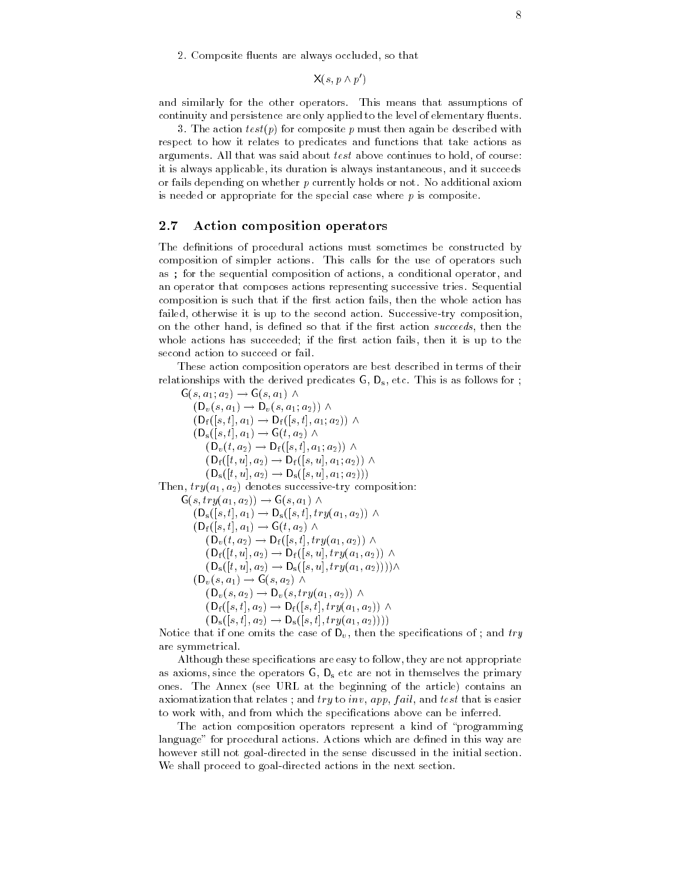2. Composite fluents are always occluded, so that

$$\mathsf{X}(s, p \wedge p')$$

and similarly for the other operators. This means that assumptions of continuity and persistence are only applied to the level of elementary fluents.

3. The action $test(p)$ for composite $p$ must then again be described with respect to how it relates to predicates and functions that take actions as arguments. All that was said about $test$ above continues to hold, of course: it is always applicable, its duration is always instantaneous, and it succeeds or fails depending on whether $p$ currently holds or not. No additional axiom is needed or appropriate for the special case where $p$ is composite.

## 2.7 Action composition operators

The definitions of procedural actions must sometimes be constructed by composition of simpler actions. This calls for the use of operators such as ; for the sequential composition of actions, a conditional operator, and an operator that composes actions representing successive tries. Sequential composition is such that if the first action fails, then the whole action has failed, otherwise it is up to the second action. Successive-try composition, on the other hand, is defined so that if the first action *succeeds*, then the whole actions has succeeded; if the first action fails, then it is up to the second action to succeed or fail.

These action composition operators are best described in terms of their relationships with the derived predicates $\mathsf{G}$, $\mathsf{D_s}$, etc. This is as follows for ;

$$
\begin{array}{l}
\mathsf{G}(s, a_1; a_2) \rightarrow \mathsf{G}(s, a_1) \wedge \\
\quad (\mathsf{D}_v(s, a_1) \rightarrow \mathsf{D}_v(s, a_1; a_2)) \wedge \\
\quad (\mathsf{D_f}([s,t], a_1) \rightarrow \mathsf{D_f}([s,t], a_1; a_2)) \wedge \\
\quad (\mathsf{D_s}([s,t], a_1) \rightarrow \mathsf{G}(t, a_2) \wedge \\
\quad\quad (\mathsf{D}_v(t, a_2) \rightarrow \mathsf{D_f}([s,t], a_1; a_2)) \wedge \\
\quad\quad (\mathsf{D_f}([t,u], a_2) \rightarrow \mathsf{D_f}([s,u], a_1; a_2)) \wedge \\
\quad\quad (\mathsf{D_s}([t,u], a_2) \rightarrow \mathsf{D_s}([s,u], a_1; a_2)))
\end{array}
$$

Then, $try(a_1, a_2)$ denotes successive-try composition:

$$
\begin{array}{l}
\mathsf{G}(s, try(a_1, a_2)) \rightarrow \mathsf{G}(s, a_1) \wedge \\
\quad (\mathsf{D_s}([s,t], a_1) \rightarrow \mathsf{D_s}([s,t], try(a_1, a_2)) \wedge \\
\quad (\mathsf{D_f}([s,t], a_1) \rightarrow \mathsf{G}(t, a_2) \wedge \\
\quad\quad (\mathsf{D}_v(t, a_2) \rightarrow \mathsf{D_f}([s,t], try(a_1, a_2)) \wedge \\
\quad\quad (\mathsf{D_f}([t,u], a_2) \rightarrow \mathsf{D_f}([s,u], try(a_1, a_2)) \wedge \\
\quad\quad (\mathsf{D_s}([t,u], a_2) \rightarrow \mathsf{D_s}([s,u], try(a_1, a_2)))) \wedge \\
\quad (\mathsf{D}_v(s, a_1) \rightarrow \mathsf{G}(s, a_2) \wedge \\
\quad\quad (\mathsf{D}_v(s, a_2) \rightarrow \mathsf{D}_v(s, try(a_1, a_2)) \wedge \\
\quad\quad (\mathsf{D_f}([s,t], a_2) \rightarrow \mathsf{D_f}([s,t], try(a_1, a_2)) \wedge \\
\quad\quad (\mathsf{D_s}([s,t], a_2) \rightarrow \mathsf{D_s}([s,t], try(a_1, a_2))))
\end{array}
$$

Notice that if one omits the case of $\mathsf{D}_v$, then the specifications of ; and $try$ are symmetrical.

Although these specifications are easy to follow, they are not appropriate as axioms, since the operators $\mathsf{G}$, $\mathsf{D_s}$ etc are not in themselves the primary ones. The Annex (see URL at the beginning of the article) contains an axiomatization that relates ; and $try$ to $inv$, $app$, $fail$, and $test$ that is easier to work with, and from which the specifications above can be inferred.

The action composition operators represent a kind of "programming language" for procedural actions. Actions which are defined in this way are however still not goal-directed in the sense discussed in the initial section. We shall proceed to goal-directed actions in the next section.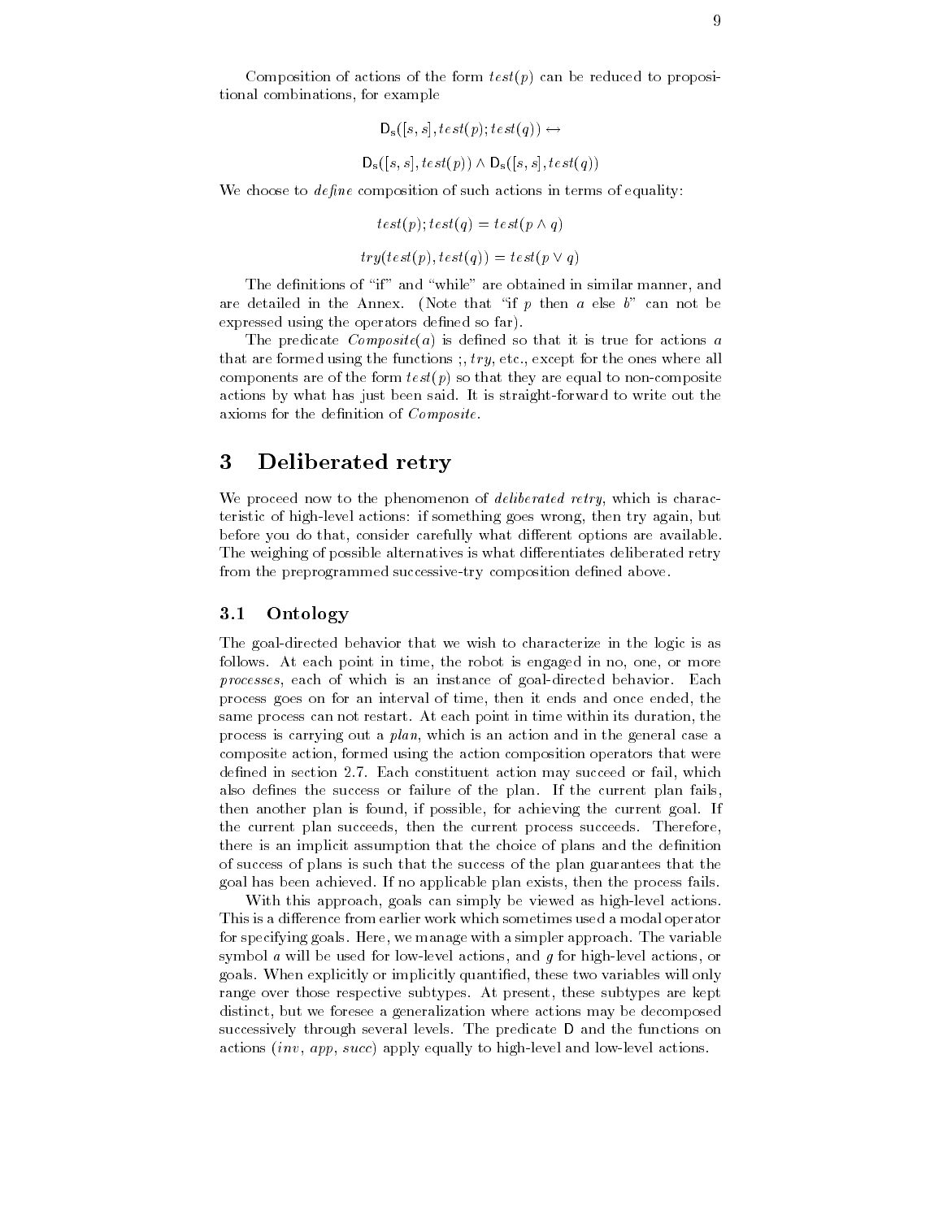Composition of actions of the form $test(p)$ can be reduced to propositional combinations, for example

$$\mathsf{D_s}([s,s], test(p); test(q)) \leftrightarrow$$

$$\mathsf{D_s}([s,s], test(p)) \wedge \mathsf{D_s}([s,s], test(q))$$

We choose to *define* composition of such actions in terms of equality:

$$test(p); test(q) = test(p \wedge q)$$

$$try(test(p), test(q)) = test(p \vee q)$$

The definitions of "if" and "while" are obtained in similar manner, and are detailed in the Annex. (Note that "if $p$ then $a$ else $b$" can not be expressed using the operators defined so far).

The predicate $Composite(a)$ is defined so that it is true for actions $a$ that are formed using the functions ;, $try$, etc., except for the ones where all components are of the form $test(p)$ so that they are equal to non-composite actions by what has just been said. It is straight-forward to write out the axioms for the definition of $Composite$.

# 3 Deliberated retry

We proceed now to the phenomenon of *deliberated retry*, which is characteristic of high-level actions: if something goes wrong, then try again, but before you do that, consider carefully what different options are available. The weighing of possible alternatives is what differentiates deliberated retry from the preprogrammed successive-try composition defined above.

## 3.1 Ontology

The goal-directed behavior that we wish to characterize in the logic is as follows. At each point in time, the robot is engaged in no, one, or more *processes*, each of which is an instance of goal-directed behavior. Each process goes on for an interval of time, then it ends and once ended, the same process can not restart. At each point in time within its duration, the process is carrying out a *plan*, which is an action and in the general case a composite action, formed using the action composition operators that were defined in section 2.7. Each constituent action may succeed or fail, which also defines the success or failure of the plan. If the current plan fails, then another plan is found, if possible, for achieving the current goal. If the current plan succeeds, then the current process succeeds. Therefore, there is an implicit assumption that the choice of plans and the definition of success of plans is such that the success of the plan guarantees that the goal has been achieved. If no applicable plan exists, then the process fails.

With this approach, goals can simply be viewed as high-level actions. This is a difference from earlier work which sometimes used a modal operator for specifying goals. Here, we manage with a simpler approach. The variable symbol $a$ will be used for low-level actions, and $g$ for high-level actions, or goals. When explicitly or implicitly quantified, these two variables will only range over those respective subtypes. At present, these subtypes are kept distinct, but we foresee a generalization where actions may be decomposed successively through several levels. The predicate $\mathsf{D}$ and the functions on actions ($inv$, $app$, $succ$) apply equally to high-level and low-level actions.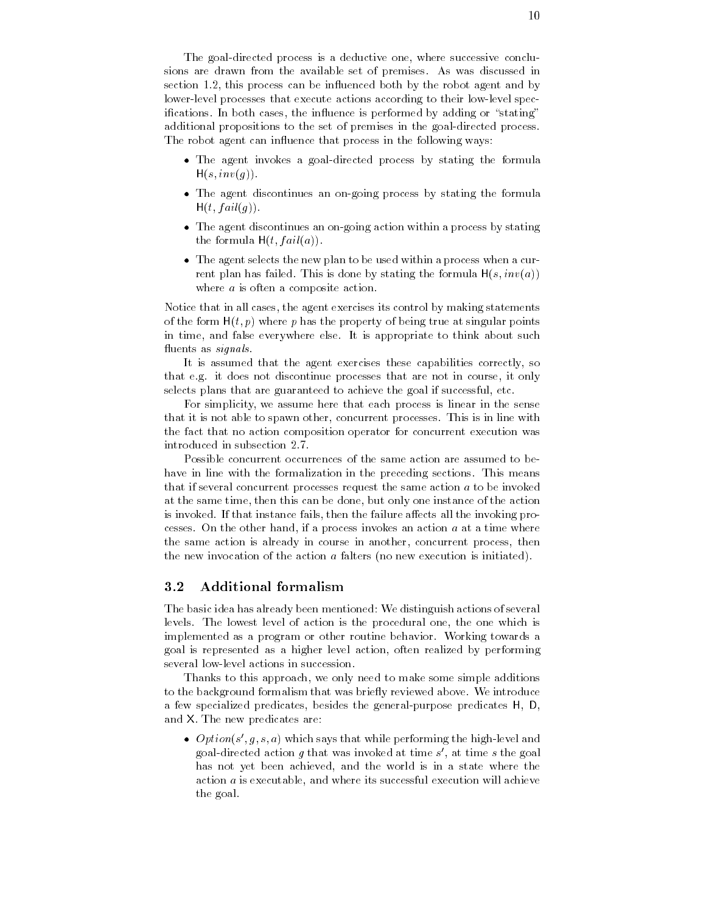The goal-directed process is a deductive one, where successive conclusions are drawn from the available set of premises. As was discussed in section 1.2, this process can be influenced both by the robot agent and by lower-level processes that execute actions according to their low-level specifications. In both cases, the influence is performed by adding or "stating" additional propositions to the set of premises in the goal-directed process. The robot agent can influence that process in the following ways:

- The agent invokes a goal-directed process by stating the formula $\mathsf{H}(s, inv(g))$.
- The agent discontinues an on-going process by stating the formula $\mathsf{H}(t, fail(g))$.
- The agent discontinues an on-going action within a process by stating the formula $\mathsf{H}(t, fail(a))$.
- The agent selects the new plan to be used within a process when a current plan has failed. This is done by stating the formula $\mathsf{H}(s, inv(a))$ where $a$ is often a composite action.

Notice that in all cases, the agent exercises its control by making statements of the form $\mathsf{H}(t, p)$ where $p$ has the property of being true at singular points in time, and false everywhere else. It is appropriate to think about such fluents as *signals*.

It is assumed that the agent exercises these capabilities correctly, so that e.g. it does not discontinue processes that are not in course, it only selects plans that are guaranteed to achieve the goal if successful, etc.

For simplicity, we assume here that each process is linear in the sense that it is not able to spawn other, concurrent processes. This is in line with the fact that no action composition operator for concurrent execution was introduced in subsection 2.7.

Possible concurrent occurrences of the same action are assumed to behave in line with the formalization in the preceding sections. This means that if several concurrent processes request the same action $a$ to be invoked at the same time, then this can be done, but only one instance of the action is invoked. If that instance fails, then the failure affects all the invoking processes. On the other hand, if a process invokes an action $a$ at a time where the same action is already in course in another, concurrent process, then the new invocation of the action $a$ falters (no new execution is initiated).

## 3.2 Additional formalism

The basic idea has already been mentioned: We distinguish actions of several levels. The lowest level of action is the procedural one, the one which is implemented as a program or other routine behavior. Working towards a goal is represented as a higher level action, often realized by performing several low-level actions in succession.

Thanks to this approach, we only need to make some simple additions to the background formalism that was briefly reviewed above. We introduce a few specialized predicates, besides the general-purpose predicates $\mathsf{H}$, $\mathsf{D}$, and $\mathsf{X}$. The new predicates are:

- $Option(s', g, s, a)$ which says that while performing the high-level and goal-directed action $g$ that was invoked at time $s'$, at time $s$ the goal has not yet been achieved, and the world is in a state where the action $a$ is executable, and where its successful execution will achieve the goal.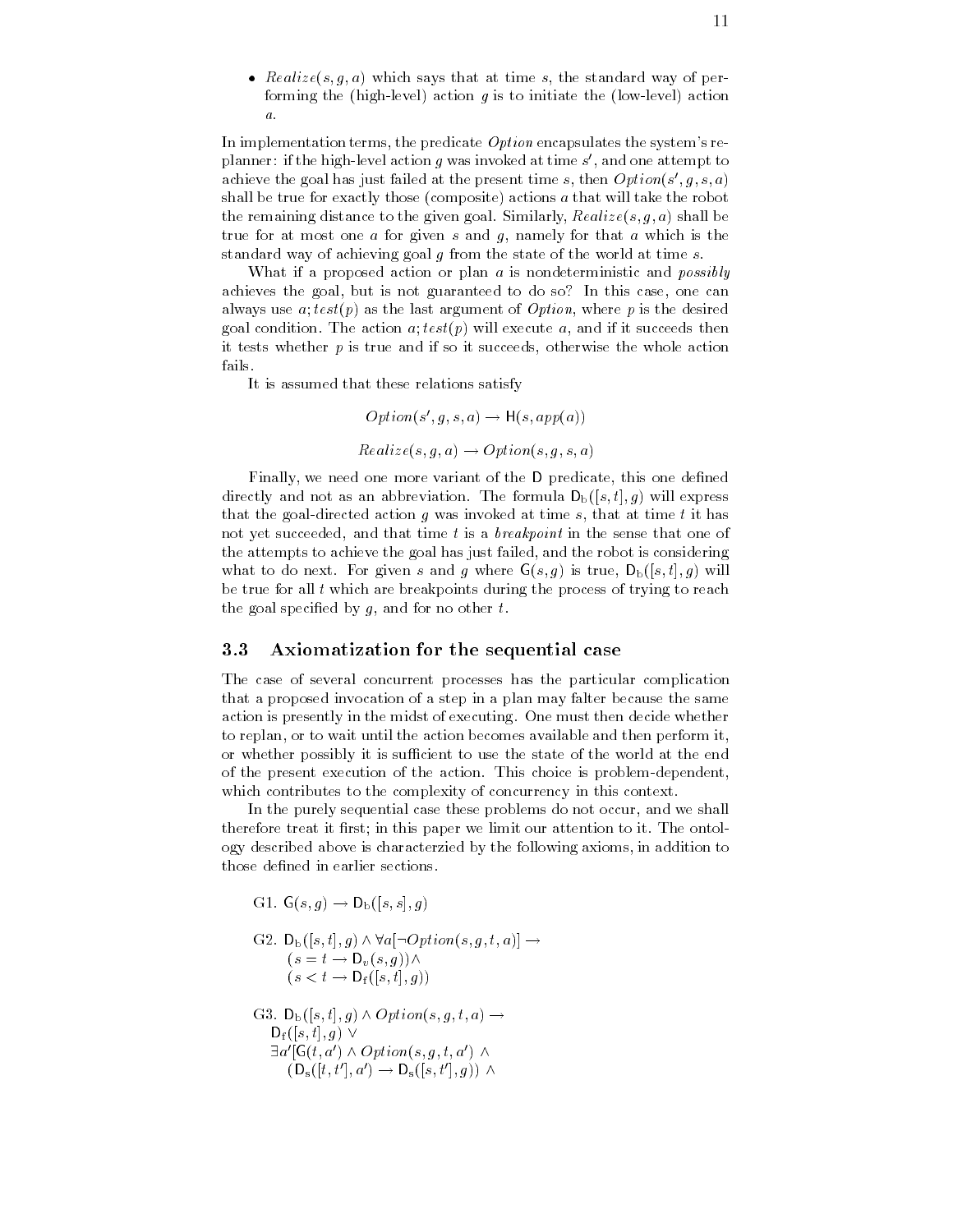- $Realize(s, g, a)$ which says that at time $s$, the standard way of performing the (high-level) action $g$ is to initiate the (low-level) action $a$.

In implementation terms, the predicate *Option* encapsulates the system's re-planner: if the high-level action $g$ was invoked at time $s'$, and one attempt to achieve the goal has just failed at the present time $s$, then $Option(s', g, s, a)$ shall be true for exactly those (composite) actions $a$ that will take the robot the remaining distance to the given goal. Similarly, $Realize(s, g, a)$ shall be true for at most one $a$ for given $s$ and $g$, namely for that $a$ which is the standard way of achieving goal $g$ from the state of the world at time $s$.

What if a proposed action or plan $a$ is nondeterministic and *possibly* achieves the goal, but is not guaranteed to do so? In this case, one can always use $a; test(p)$ as the last argument of *Option*, where $p$ is the desired goal condition. The action $a; test(p)$ will execute $a$, and if it succeeds then it tests whether $p$ is true and if so it succeeds, otherwise the whole action fails.

It is assumed that these relations satisfy

$$Option(s', g, s, a) \rightarrow \mathsf{H}(s, app(a))$$

$$Realize(s, g, a) \rightarrow Option(s, g, s, a)$$

Finally, we need one more variant of the D predicate, this one defined directly and not as an abbreviation. The formula $\mathsf{D}_{\mathrm{b}}([s,t], g)$ will express that the goal-directed action $g$ was invoked at time $s$, that at time $t$ it has not yet succeeded, and that time $t$ is a *breakpoint* in the sense that one of the attempts to achieve the goal has just failed, and the robot is considering what to do next. For given $s$ and $g$ where $\mathsf{G}(s, g)$ is true, $\mathsf{D}_{\mathrm{b}}([s,t], g)$ will be true for all $t$ which are breakpoints during the process of trying to reach the goal specified by $g$, and for no other $t$.

## 3.3 Axiomatization for the sequential case

The case of several concurrent processes has the particular complication that a proposed invocation of a step in a plan may falter because the same action is presently in the midst of executing. One must then decide whether to replan, or to wait until the action becomes available and then perform it, or whether possibly it is sufficient to use the state of the world at the end of the present execution of the action. This choice is problem-dependent, which contributes to the complexity of concurrency in this context.

In the purely sequential case these problems do not occur, and we shall therefore treat it first; in this paper we limit our attention to it. The ontology described above is characterzied by the following axioms, in addition to those defined in earlier sections.

G1. $\mathsf{G}(s, g) \rightarrow \mathsf{D}_{\mathrm{b}}([s,s], g)$

G2. $\mathsf{D}_{\mathrm{b}}([s,t], g) \wedge \forall a[\neg Option(s, g, t, a)] \rightarrow$
$(s = t \rightarrow \mathsf{D}_{v}(s, g)) \wedge$
$(s < t \rightarrow \mathsf{D}_{\mathrm{f}}([s,t], g))$

G3. $\mathsf{D}_{\mathrm{b}}([s,t], g) \wedge Option(s, g, t, a) \rightarrow$
$\mathsf{D}_{\mathrm{f}}([s,t], g) \vee$
$\exists a'[\mathsf{G}(t, a') \wedge Option(s, g, t, a') \wedge$
$(\mathsf{D}_{\mathrm{s}}([t,t'], a') \rightarrow \mathsf{D}_{\mathrm{s}}([s,t'], g)) \wedge$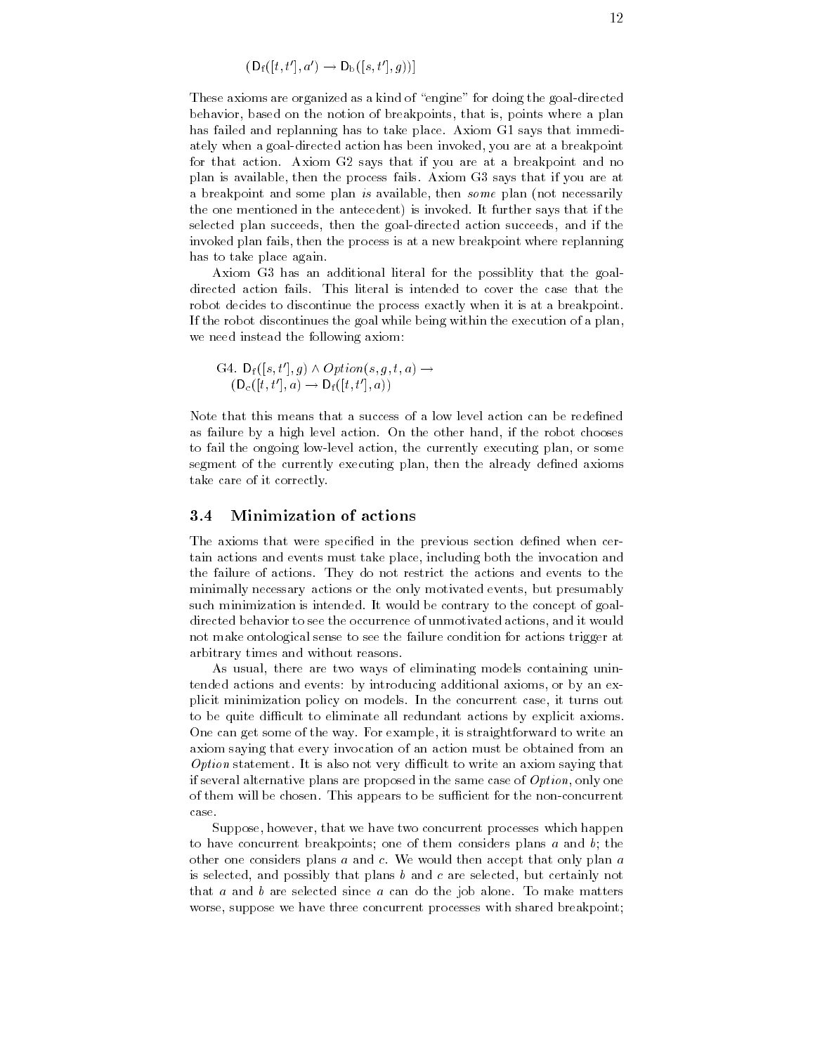$(\mathsf{D}_{\mathrm{f}}([t, t'], a') \rightarrow \mathsf{D}_{\mathrm{b}}([s, t'], g))]$

These axioms are organized as a kind of "engine" for doing the goal-directed behavior, based on the notion of breakpoints, that is, points where a plan has failed and replanning has to take place. Axiom G1 says that immediately when a goal-directed action has been invoked, you are at a breakpoint for that action. Axiom G2 says that if you are at a breakpoint and no plan is available, then the process fails. Axiom G3 says that if you are at a breakpoint and some plan *is* available, then *some* plan (not necessarily the one mentioned in the antecedent) is invoked. It further says that if the selected plan succeeds, then the goal-directed action succeeds, and if the invoked plan fails, then the process is at a new breakpoint where replanning has to take place again.

Axiom G3 has an additional literal for the possiblity that the goal-directed action fails. This literal is intended to cover the case that the robot decides to discontinue the process exactly when it is at a breakpoint. If the robot discontinues the goal while being within the execution of a plan, we need instead the following axiom:

G4. $\mathsf{D}_{\mathrm{f}}([s, t'], g) \wedge \mathit{Option}(s, g, t, a) \rightarrow$
$(\mathsf{D}_{\mathrm{c}}([t, t'], a) \rightarrow \mathsf{D}_{\mathrm{f}}([t, t'], a))$

Note that this means that a success of a low level action can be redefined as failure by a high level action. On the other hand, if the robot chooses to fail the ongoing low-level action, the currently executing plan, or some segment of the currently executing plan, then the already defined axioms take care of it correctly.

## 3.4 Minimization of actions

The axioms that were specified in the previous section defined when certain actions and events must take place, including both the invocation and the failure of actions. They do not restrict the actions and events to the minimally necessary actions or the only motivated events, but presumably such minimization is intended. It would be contrary to the concept of goal-directed behavior to see the occurrence of unmotivated actions, and it would not make ontological sense to see the failure condition for actions trigger at arbitrary times and without reasons.

As usual, there are two ways of eliminating models containing unintended actions and events: by introducing additional axioms, or by an explicit minimization policy on models. In the concurrent case, it turns out to be quite difficult to eliminate all redundant actions by explicit axioms. One can get some of the way. For example, it is straightforward to write an axiom saying that every invocation of an action must be obtained from an *Option* statement. It is also not very difficult to write an axiom saying that if several alternative plans are proposed in the same case of *Option*, only one of them will be chosen. This appears to be sufficient for the non-concurrent case.

Suppose, however, that we have two concurrent processes which happen to have concurrent breakpoints; one of them considers plans $a$ and $b$; the other one considers plans $a$ and $c$. We would then accept that only plan $a$ is selected, and possibly that plans $b$ and $c$ are selected, but certainly not that $a$ and $b$ are selected since $a$ can do the job alone. To make matters worse, suppose we have three concurrent processes with shared breakpoint;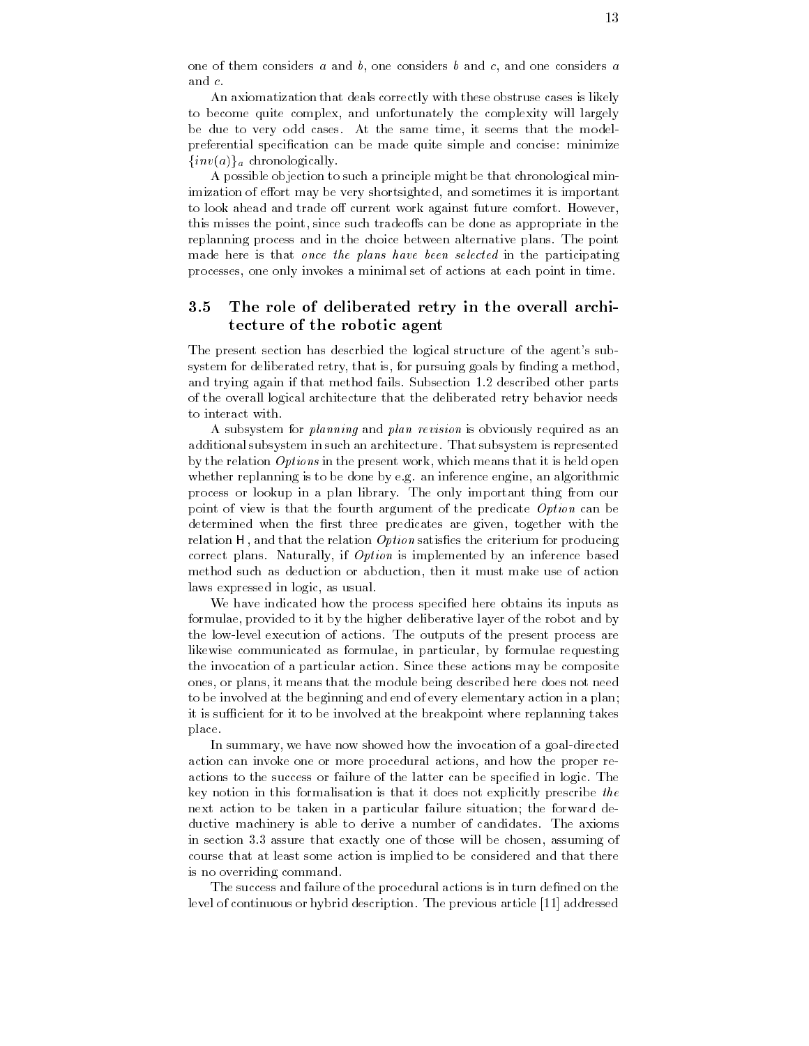one of them considers $a$ and $b$, one considers $b$ and $c$, and one considers $a$ and $c$.

An axiomatization that deals correctly with these obstruse cases is likely to become quite complex, and unfortunately the complexity will largely be due to very odd cases. At the same time, it seems that the model-preferential specification can be made quite simple and concise: minimize $\{inv(a)\}_a$ chronologically.

A possible objection to such a principle might be that chronological minimization of effort may be very shortsighted, and sometimes it is important to look ahead and trade off current work against future comfort. However, this misses the point, since such tradeoffs can be done as appropriate in the replanning process and in the choice between alternative plans. The point made here is that *once the plans have been selected* in the participating processes, one only invokes a minimal set of actions at each point in time.

## 3.5 The role of deliberated retry in the overall architecture of the robotic agent

The present section has descrbied the logical structure of the agent's subsystem for deliberated retry, that is, for pursuing goals by finding a method, and trying again if that method fails. Subsection 1.2 described other parts of the overall logical architecture that the deliberated retry behavior needs to interact with.

A subsystem for *planning* and *plan revision* is obviously required as an additional subsystem in such an architecture. That subsystem is represented by the relation *Options* in the present work, which means that it is held open whether replanning is to be done by e.g. an inference engine, an algorithmic process or lookup in a plan library. The only important thing from our point of view is that the fourth argument of the predicate *Option* can be determined when the first three predicates are given, together with the relation $\mathsf{H}$, and that the relation *Option* satisfies the criterium for producing correct plans. Naturally, if *Option* is implemented by an inference based method such as deduction or abduction, then it must make use of action laws expressed in logic, as usual.

We have indicated how the process specified here obtains its inputs as formulae, provided to it by the higher deliberative layer of the robot and by the low-level execution of actions. The outputs of the present process are likewise communicated as formulae, in particular, by formulae requesting the invocation of a particular action. Since these actions may be composite ones, or plans, it means that the module being described here does not need to be involved at the beginning and end of every elementary action in a plan; it is sufficient for it to be involved at the breakpoint where replanning takes place.

In summary, we have now showed how the invocation of a goal-directed action can invoke one or more procedural actions, and how the proper reactions to the success or failure of the latter can be specified in logic. The key notion in this formalisation is that it does not explicitly prescribe *the* next action to be taken in a particular failure situation; the forward deductive machinery is able to derive a number of candidates. The axioms in section 3.3 assure that exactly one of those will be chosen, assuming of course that at least some action is implied to be considered and that there is no overriding command.

The success and failure of the procedural actions is in turn defined on the level of continuous or hybrid description. The previous article [11] addressed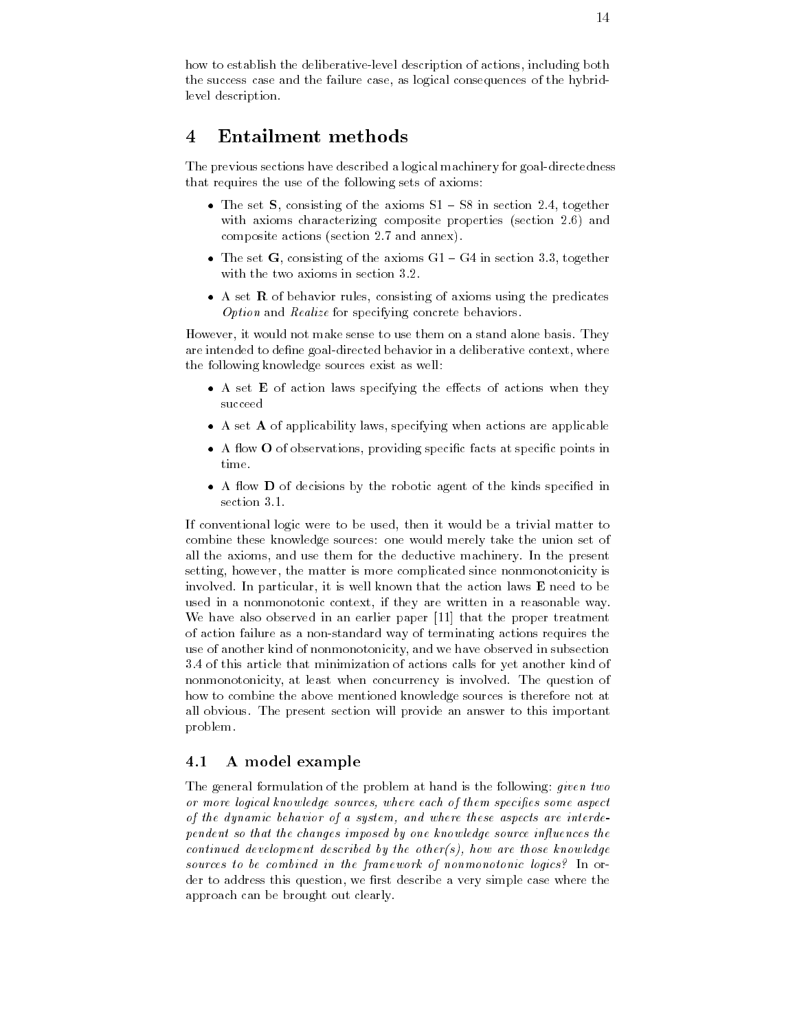how to establish the deliberative-level description of actions, including both the success case and the failure case, as logical consequences of the hybrid-level description.

# 4 Entailment methods

The previous sections have described a logical machinery for goal-directedness that requires the use of the following sets of axioms:

- The set **S**, consisting of the axioms S1 – S8 in section 2.4, together with axioms characterizing composite properties (section 2.6) and composite actions (section 2.7 and annex).
- The set **G**, consisting of the axioms G1 – G4 in section 3.3, together with the two axioms in section 3.2.
- A set **R** of behavior rules, consisting of axioms using the predicates *Option* and *Realize* for specifying concrete behaviors.

However, it would not make sense to use them on a stand alone basis. They are intended to define goal-directed behavior in a deliberative context, where the following knowledge sources exist as well:

- A set **E** of action laws specifying the effects of actions when they succeed
- A set **A** of applicability laws, specifying when actions are applicable
- A flow **O** of observations, providing specific facts at specific points in time.
- A flow **D** of decisions by the robotic agent of the kinds specified in section 3.1.

If conventional logic were to be used, then it would be a trivial matter to combine these knowledge sources: one would merely take the union set of all the axioms, and use them for the deductive machinery. In the present setting, however, the matter is more complicated since nonmonotonicity is involved. In particular, it is well known that the action laws **E** need to be used in a nonmonotonic context, if they are written in a reasonable way. We have also observed in an earlier paper [11] that the proper treatment of action failure as a non-standard way of terminating actions requires the use of another kind of nonmonotonicity, and we have observed in subsection 3.4 of this article that minimization of actions calls for yet another kind of nonmonotonicity, at least when concurrency is involved. The question of how to combine the above mentioned knowledge sources is therefore not at all obvious. The present section will provide an answer to this important problem.

## 4.1 A model example

The general formulation of the problem at hand is the following: *given two or more logical knowledge sources, where each of them specifies some aspect of the dynamic behavior of a system, and where these aspects are interdependent so that the changes imposed by one knowledge source influences the continued development described by the other(s), how are those knowledge sources to be combined in the framework of nonmonotonic logics?* In order to address this question, we first describe a very simple case where the approach can be brought out clearly.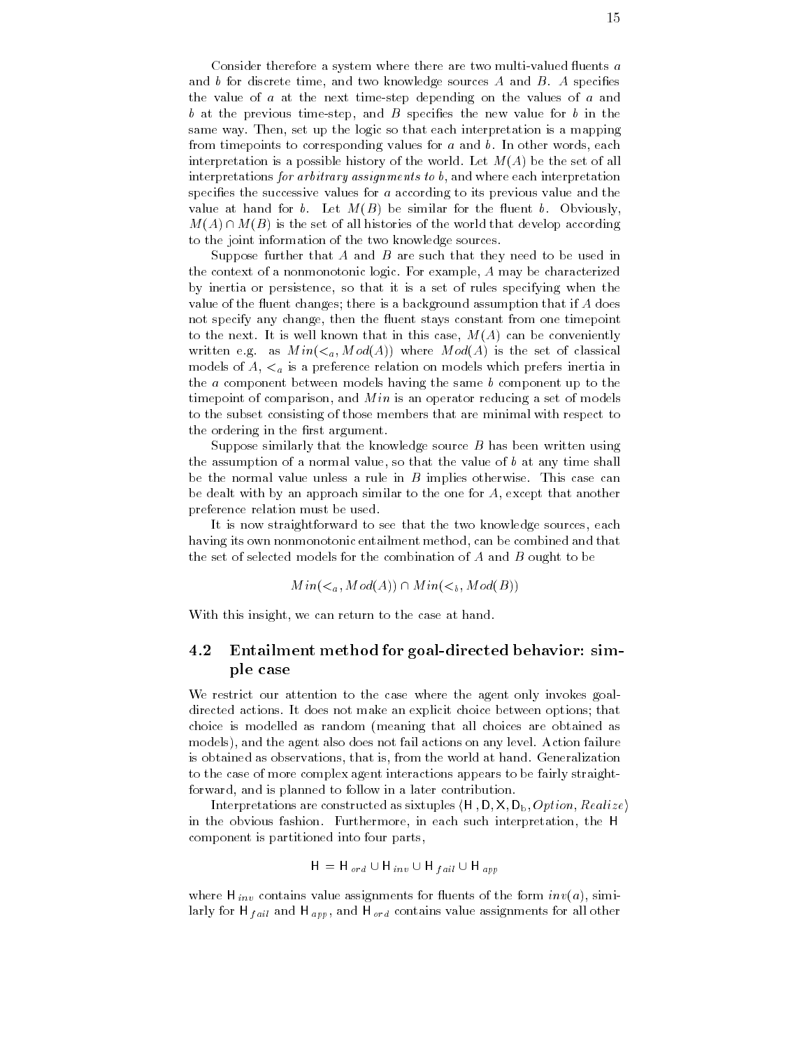Consider therefore a system where there are two multi-valued fluents $a$ and $b$ for discrete time, and two knowledge sources $A$ and $B$. $A$ specifies the value of $a$ at the next time-step depending on the values of $a$ and $b$ at the previous time-step, and $B$ specifies the new value for $b$ in the same way. Then, set up the logic so that each interpretation is a mapping from timepoints to corresponding values for $a$ and $b$. In other words, each interpretation is a possible history of the world. Let $M(A)$ be the set of all interpretations *for arbitrary assignments to* $b$, and where each interpretation specifies the successive values for $a$ according to its previous value and the value at hand for $b$. Let $M(B)$ be similar for the fluent $b$. Obviously, $M(A) \cap M(B)$ is the set of all histories of the world that develop according to the joint information of the two knowledge sources.

Suppose further that $A$ and $B$ are such that they need to be used in the context of a nonmonotonic logic. For example, $A$ may be characterized by inertia or persistence, so that it is a set of rules specifying when the value of the fluent changes; there is a background assumption that if $A$ does not specify any change, then the fluent stays constant from one timepoint to the next. It is well known that in this case, $M(A)$ can be conveniently written e.g. as $Min(<_a, Mod(A))$ where $Mod(A)$ is the set of classical models of $A$, $<_a$ is a preference relation on models which prefers inertia in the $a$ component between models having the same $b$ component up to the timepoint of comparison, and $Min$ is an operator reducing a set of models to the subset consisting of those members that are minimal with respect to the ordering in the first argument.

Suppose similarly that the knowledge source $B$ has been written using the assumption of a normal value, so that the value of $b$ at any time shall be the normal value unless a rule in $B$ implies otherwise. This case can be dealt with by an approach similar to the one for $A$, except that another preference relation must be used.

It is now straightforward to see that the two knowledge sources, each having its own nonmonotonic entailment method, can be combined and that the set of selected models for the combination of $A$ and $B$ ought to be

$$Min(<_a, Mod(A)) \cap Min(<_b, Mod(B))$$

With this insight, we can return to the case at hand.

### 4.2 Entailment method for goal-directed behavior: simple case

We restrict our attention to the case where the agent only invokes goal-directed actions. It does not make an explicit choice between options; that choice is modelled as random (meaning that all choices are obtained as models), and the agent also does not fail actions on any level. Action failure is obtained as observations, that is, from the world at hand. Generalization to the case of more complex agent interactions appears to be fairly straightforward, and is planned to follow in a later contribution.

Interpretations are constructed as sixtuples $\langle \mathsf{H}, \mathsf{D}, \mathsf{X}, \mathsf{D}_b, Option, Realize \rangle$ in the obvious fashion. Furthermore, in each such interpretation, the $\mathsf{H}$ component is partitioned into four parts,

$$\mathsf{H} = \mathsf{H}_{ord} \cup \mathsf{H}_{inv} \cup \mathsf{H}_{fail} \cup \mathsf{H}_{app}$$

where $\mathsf{H}_{inv}$ contains value assignments for fluents of the form $inv(a)$, similarly for $\mathsf{H}_{fail}$ and $\mathsf{H}_{app}$, and $\mathsf{H}_{ord}$ contains value assignments for all other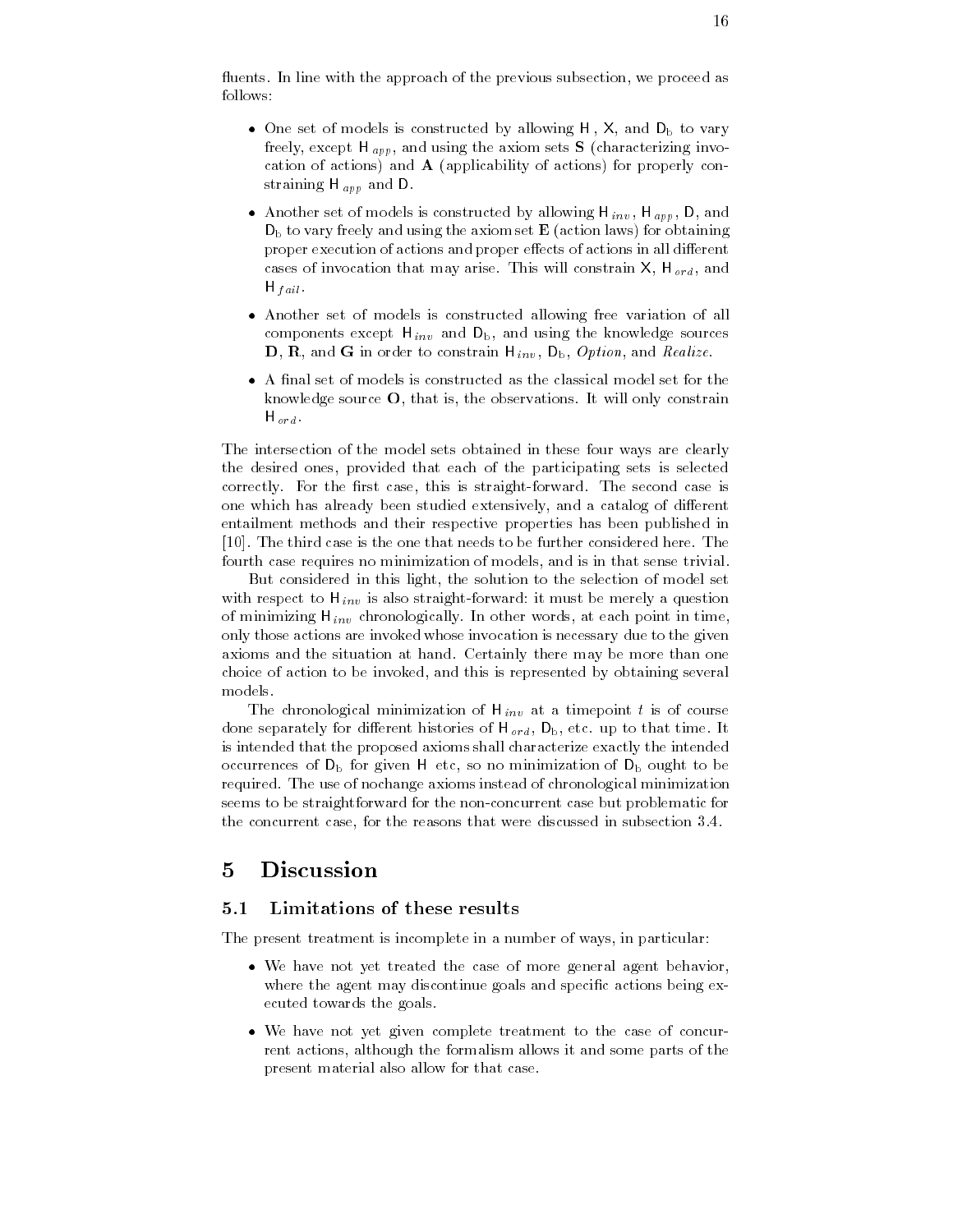fluents. In line with the approach of the previous subsection, we proceed as follows:

- One set of models is constructed by allowing $\mathsf{H}$, $\mathsf{X}$, and $\mathsf{D}_b$ to vary freely, except $\mathsf{H}_{app}$, and using the axiom sets **S** (characterizing invocation of actions) and **A** (applicability of actions) for properly constraining $\mathsf{H}_{app}$ and $\mathsf{D}$.
- Another set of models is constructed by allowing $\mathsf{H}_{inv}$, $\mathsf{H}_{app}$, $\mathsf{D}$, and $\mathsf{D}_b$ to vary freely and using the axiom set **E** (action laws) for obtaining proper execution of actions and proper effects of actions in all different cases of invocation that may arise. This will constrain $\mathsf{X}$, $\mathsf{H}_{ord}$, and $\mathsf{H}_{fail}$.
- Another set of models is constructed allowing free variation of all components except $\mathsf{H}_{inv}$ and $\mathsf{D}_b$, and using the knowledge sources **D**, **R**, and **G** in order to constrain $\mathsf{H}_{inv}$, $\mathsf{D}_b$, *Option*, and *Realize*.
- A final set of models is constructed as the classical model set for the knowledge source **O**, that is, the observations. It will only constrain $\mathsf{H}_{ord}$.

The intersection of the model sets obtained in these four ways are clearly the desired ones, provided that each of the participating sets is selected correctly. For the first case, this is straight-forward. The second case is one which has already been studied extensively, and a catalog of different entailment methods and their respective properties has been published in [10]. The third case is the one that needs to be further considered here. The fourth case requires no minimization of models, and is in that sense trivial.

But considered in this light, the solution to the selection of model set with respect to $\mathsf{H}_{inv}$ is also straight-forward: it must be merely a question of minimizing $\mathsf{H}_{inv}$ chronologically. In other words, at each point in time, only those actions are invoked whose invocation is necessary due to the given axioms and the situation at hand. Certainly there may be more than one choice of action to be invoked, and this is represented by obtaining several models.

The chronological minimization of $\mathsf{H}_{inv}$ at a timepoint $t$ is of course done separately for different histories of $\mathsf{H}_{ord}$, $\mathsf{D}_b$, etc. up to that time. It is intended that the proposed axioms shall characterize exactly the intended occurrences of $\mathsf{D}_b$ for given $\mathsf{H}$ etc, so no minimization of $\mathsf{D}_b$ ought to be required. The use of nochange axioms instead of chronological minimization seems to be straightforward for the non-concurrent case but problematic for the concurrent case, for the reasons that were discussed in subsection 3.4.

# 5 Discussion

## 5.1 Limitations of these results

The present treatment is incomplete in a number of ways, in particular:

- We have not yet treated the case of more general agent behavior, where the agent may discontinue goals and specific actions being executed towards the goals.
- We have not yet given complete treatment to the case of concurrent actions, although the formalism allows it and some parts of the present material also allow for that case.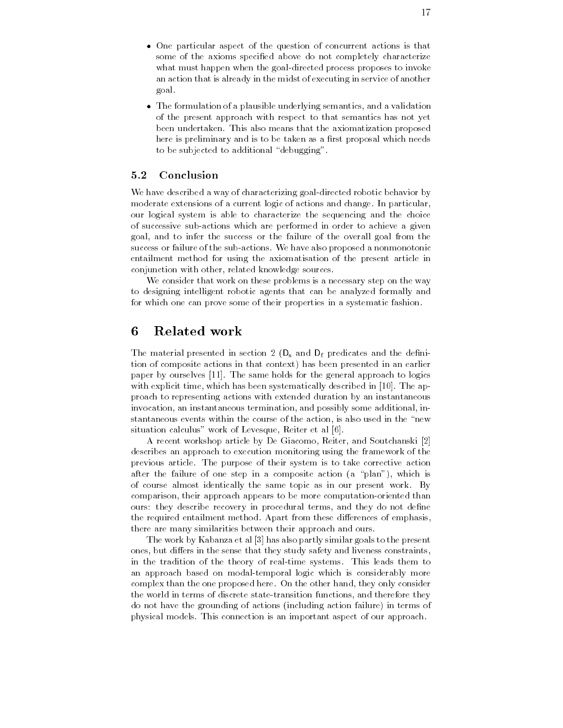- One particular aspect of the question of concurrent actions is that some of the axioms specified above do not completely characterize what must happen when the goal-directed process proposes to invoke an action that is already in the midst of executing in service of another goal.
- The formulation of a plausible underlying semantics, and a validation of the present approach with respect to that semantics has not yet been undertaken. This also means that the axiomatization proposed here is preliminary and is to be taken as a first proposal which needs to be subjected to additional "debugging".

### 5.2 Conclusion

We have described a way of characterizing goal-directed robotic behavior by moderate extensions of a current logic of actions and change. In particular, our logical system is able to characterize the sequencing and the choice of successive sub-actions which are performed in order to achieve a given goal, and to infer the success or the failure of the overall goal from the success or failure of the sub-actions. We have also proposed a nonmonotonic entailment method for using the axiomatisation of the present article in conjunction with other, related knowledge sources.

We consider that work on these problems is a necessary step on the way to designing intelligent robotic agents that can be analyzed formally and for which one can prove some of their properties in a systematic fashion.

## 6 Related work

The material presented in section 2 ($\mathsf{D_s}$ and $\mathsf{D_f}$ predicates and the definition of composite actions in that context) has been presented in an earlier paper by ourselves [11]. The same holds for the general approach to logics with explicit time, which has been systematically described in [10]. The approach to representing actions with extended duration by an instantaneous invocation, an instantaneous termination, and possibly some additional, instantaneous events within the course of the action, is also used in the "new situation calculus" work of Levesque, Reiter et al [6].

A recent workshop article by De Giacomo, Reiter, and Soutchanski [2] describes an approach to execution monitoring using the framework of the previous article. The purpose of their system is to take corrective action after the failure of one step in a composite action (a "plan"), which is of course almost identically the same topic as in our present work. By comparison, their approach appears to be more computation-oriented than ours: they describe recovery in procedural terms, and they do not define the required entailment method. Apart from these differences of emphasis, there are many similarities between their approach and ours.

The work by Kabanza et al [3] has also partly similar goals to the present ones, but differs in the sense that they study safety and liveness constraints, in the tradition of the theory of real-time systems. This leads them to an approach based on modal-temporal logic which is considerably more complex than the one proposed here. On the other hand, they only consider the world in terms of discrete state-transition functions, and therefore they do not have the grounding of actions (including action failure) in terms of physical models. This connection is an important aspect of our approach.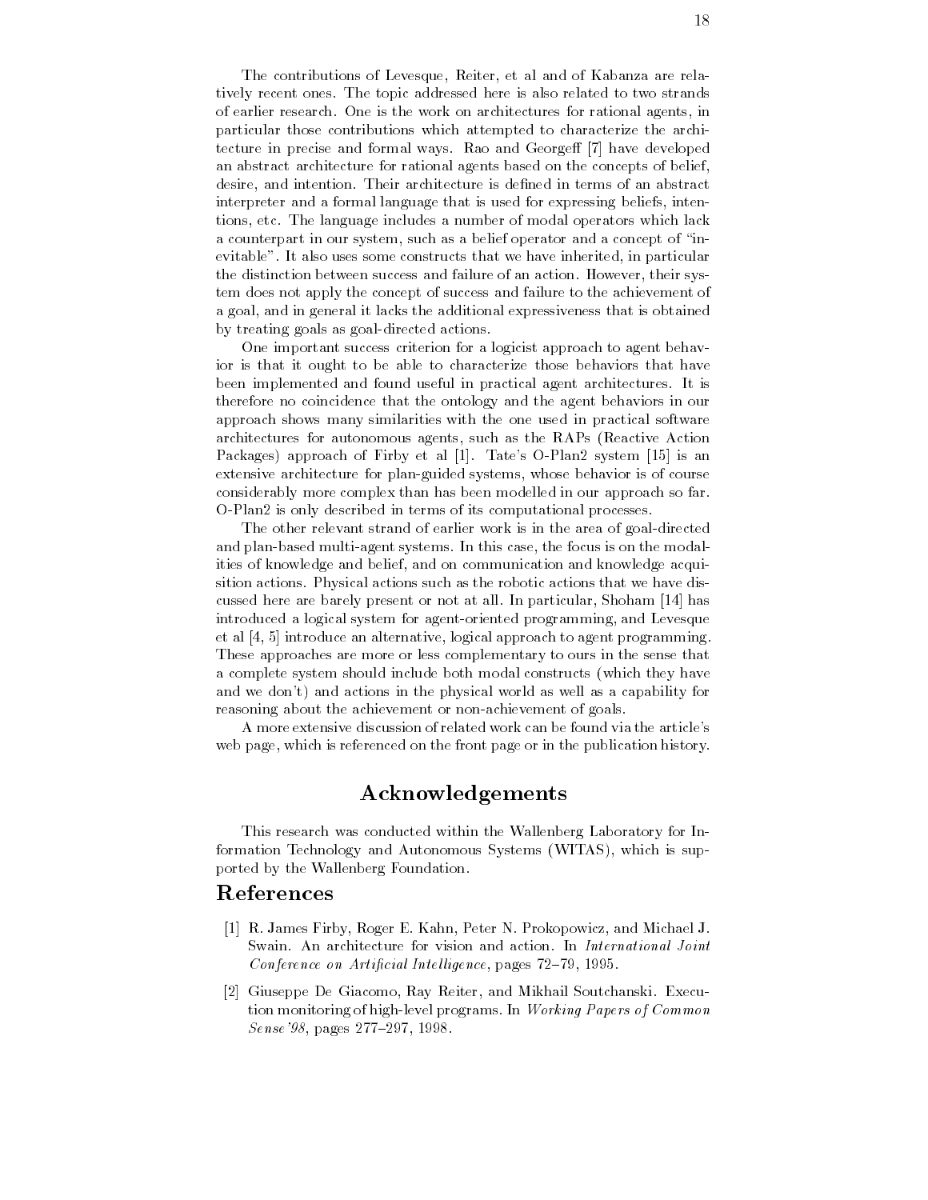The contributions of Levesque, Reiter, et al and of Kabanza are relatively recent ones. The topic addressed here is also related to two strands of earlier research. One is the work on architectures for rational agents, in particular those contributions which attempted to characterize the architecture in precise and formal ways. Rao and Georgeff [7] have developed an abstract architecture for rational agents based on the concepts of belief, desire, and intention. Their architecture is defined in terms of an abstract interpreter and a formal language that is used for expressing beliefs, intentions, etc. The language includes a number of modal operators which lack a counterpart in our system, such as a belief operator and a concept of "inevitable". It also uses some constructs that we have inherited, in particular the distinction between success and failure of an action. However, their system does not apply the concept of success and failure to the achievement of a goal, and in general it lacks the additional expressiveness that is obtained by treating goals as goal-directed actions.

One important success criterion for a logicist approach to agent behavior is that it ought to be able to characterize those behaviors that have been implemented and found useful in practical agent architectures. It is therefore no coincidence that the ontology and the agent behaviors in our approach shows many similarities with the one used in practical software architectures for autonomous agents, such as the RAPs (Reactive Action Packages) approach of Firby et al [1]. Tate's O-Plan2 system [15] is an extensive architecture for plan-guided systems, whose behavior is of course considerably more complex than has been modelled in our approach so far. O-Plan2 is only described in terms of its computational processes.

The other relevant strand of earlier work is in the area of goal-directed and plan-based multi-agent systems. In this case, the focus is on the modalities of knowledge and belief, and on communication and knowledge acquisition actions. Physical actions such as the robotic actions that we have discussed here are barely present or not at all. In particular, Shoham [14] has introduced a logical system for agent-oriented programming, and Levesque et al [4, 5] introduce an alternative, logical approach to agent programming. These approaches are more or less complementary to ours in the sense that a complete system should include both modal constructs (which they have and we don't) and actions in the physical world as well as a capability for reasoning about the achievement or non-achievement of goals.

A more extensive discussion of related work can be found via the article's web page, which is referenced on the front page or in the publication history.

## Acknowledgements

This research was conducted within the Wallenberg Laboratory for Information Technology and Autonomous Systems (WITAS), which is supported by the Wallenberg Foundation.

## References

[1] R. James Firby, Roger E. Kahn, Peter N. Prokopowicz, and Michael J. Swain. An architecture for vision and action. In *International Joint Conference on Artificial Intelligence*, pages 72–79, 1995.

[2] Giuseppe De Giacomo, Ray Reiter, and Mikhail Soutchanski. Execution monitoring of high-level programs. In *Working Papers of Common Sense'98*, pages 277–297, 1998.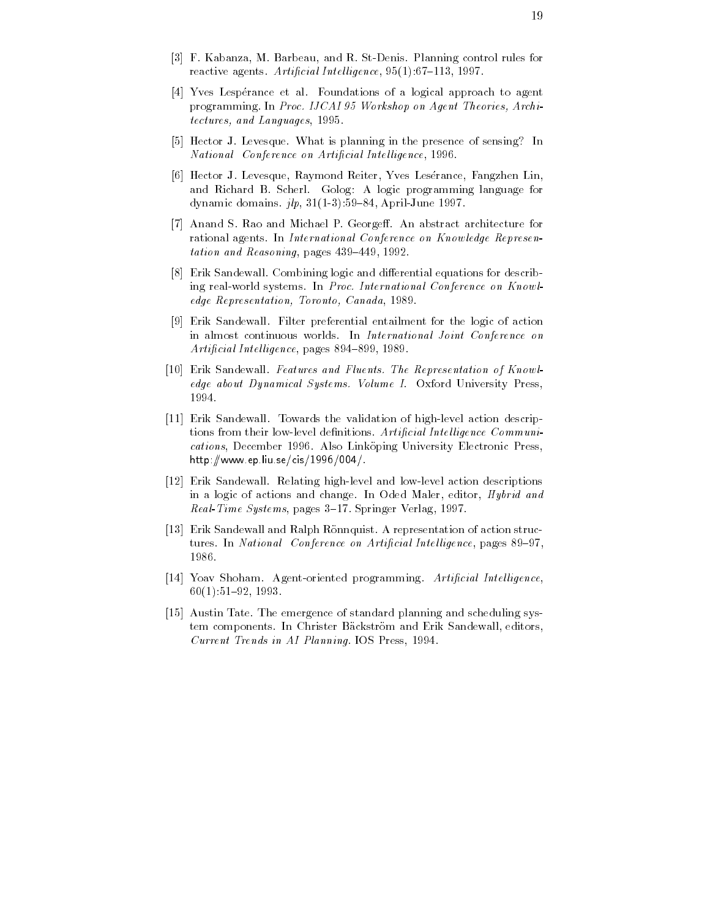[3] F. Kabanza, M. Barbeau, and R. St-Denis. Planning control rules for reactive agents. *Artificial Intelligence*, 95(1):67–113, 1997.

[4] Yves Lespérance et al. Foundations of a logical approach to agent programming. In *Proc. IJCAI 95 Workshop on Agent Theories, Architectures, and Languages*, 1995.

[5] Hector J. Levesque. What is planning in the presence of sensing? In *National Conference on Artificial Intelligence*, 1996.

[6] Hector J. Levesque, Raymond Reiter, Yves Lesérance, Fangzhen Lin, and Richard B. Scherl. Golog: A logic programming language for dynamic domains. *jlp*, 31(1-3):59–84, April-June 1997.

[7] Anand S. Rao and Michael P. Georgeff. An abstract architecture for rational agents. In *International Conference on Knowledge Representation and Reasoning*, pages 439–449, 1992.

[8] Erik Sandewall. Combining logic and differential equations for describing real-world systems. In *Proc. International Conference on Knowledge Representation, Toronto, Canada*, 1989.

[9] Erik Sandewall. Filter preferential entailment for the logic of action in almost continuous worlds. In *International Joint Conference on Artificial Intelligence*, pages 894–899, 1989.

[10] Erik Sandewall. *Features and Fluents. The Representation of Knowledge about Dynamical Systems. Volume I.* Oxford University Press, 1994.

[11] Erik Sandewall. Towards the validation of high-level action descriptions from their low-level definitions. *Artificial Intelligence Communications*, December 1996. Also Linköping University Electronic Press, http://www.ep.liu.se/cis/1996/004/.

[12] Erik Sandewall. Relating high-level and low-level action descriptions in a logic of actions and change. In Oded Maler, editor, *Hybrid and Real-Time Systems*, pages 3–17. Springer Verlag, 1997.

[13] Erik Sandewall and Ralph Rönnquist. A representation of action structures. In *National Conference on Artificial Intelligence*, pages 89–97, 1986.

[14] Yoav Shoham. Agent-oriented programming. *Artificial Intelligence*, 60(1):51–92, 1993.

[15] Austin Tate. The emergence of standard planning and scheduling system components. In Christer Bäckström and Erik Sandewall, editors, *Current Trends in AI Planning*. IOS Press, 1994.